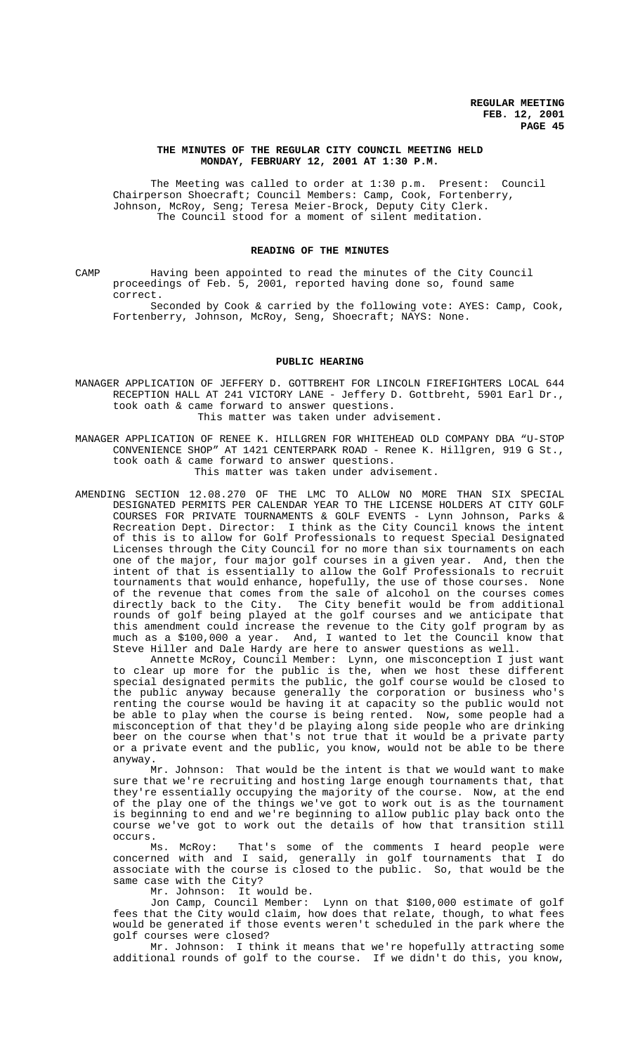**THE MINUTES OF THE REGULAR CITY COUNCIL MEETING HELD MONDAY, FEBRUARY 12, 2001 AT 1:30 P.M.**

The Meeting was called to order at 1:30 p.m. Present: Council Chairperson Shoecraft; Council Members: Camp, Cook, Fortenberry, Johnson, McRoy, Seng; Teresa Meier-Brock, Deputy City Clerk.
The Council stood for a moment of silent meditation.

**READING OF THE MINUTES**

CAMP Having been appointed to read the minutes of the City Council proceedings of Feb. 5, 2001, reported having done so, found same correct.

Seconded by Cook & carried by the following vote: AYES: Camp, Cook, Fortenberry, Johnson, McRoy, Seng, Shoecraft; NAYS: None.

**PUBLIC HEARING**

MANAGER APPLICATION OF JEFFERY D. GOTTBREHT FOR LINCOLN FIREFIGHTERS LOCAL 644 RECEPTION HALL AT 241 VICTORY LANE - Jeffery D. Gottbreht, 5901 Earl Dr., took oath & came forward to answer questions.
This matter was taken under advisement.

MANAGER APPLICATION OF RENEE K. HILLGREN FOR WHITEHEAD OLD COMPANY DBA "U-STOP CONVENIENCE SHOP" AT 1421 CENTERPARK ROAD - Renee K. Hillgren, 919 G St., took oath & came forward to answer questions.
This matter was taken under advisement.

AMENDING SECTION 12.08.270 OF THE LMC TO ALLOW NO MORE THAN SIX SPECIAL DESIGNATED PERMITS PER CALENDAR YEAR TO THE LICENSE HOLDERS AT CITY GOLF COURSES FOR PRIVATE TOURNAMENTS & GOLF EVENTS - Lynn Johnson, Parks & Recreation Dept. Director: I think as the City Council knows the intent of this is to allow for Golf Professionals to request Special Designated Licenses through the City Council for no more than six tournaments on each one of the major, four major golf courses in a given year. And, then the intent of that is essentially to allow the Golf Professionals to recruit tournaments that would enhance, hopefully, the use of those courses. None of the revenue that comes from the sale of alcohol on the courses comes directly back to the City. The City benefit would be from additional rounds of golf being played at the golf courses and we anticipate that this amendment could increase the revenue to the City golf program by as much as a $100,000 a year. And, I wanted to let the Council know that Steve Hiller and Dale Hardy are here to answer questions as well.

Annette McRoy, Council Member: Lynn, one misconception I just want to clear up more for the public is the, when we host these different special designated permits the public, the golf course would be closed to the public anyway because generally the corporation or business who's renting the course would be having it at capacity so the public would not be able to play when the course is being rented. Now, some people had a misconception of that they'd be playing along side people who are drinking beer on the course when that's not true that it would be a private party or a private event and the public, you know, would not be able to be there anyway.

Mr. Johnson: That would be the intent is that we would want to make sure that we're recruiting and hosting large enough tournaments that, that they're essentially occupying the majority of the course. Now, at the end of the play one of the things we've got to work out is as the tournament is beginning to end and we're beginning to allow public play back onto the course we've got to work out the details of how that transition still occurs.

Ms. McRoy: That's some of the comments I heard people were concerned with and I said, generally in golf tournaments that I do associate with the course is closed to the public. So, that would be the same case with the City?

Mr. Johnson: It would be.

Jon Camp, Council Member: Lynn on that $100,000 estimate of golf fees that the City would claim, how does that relate, though, to what fees would be generated if those events weren't scheduled in the park where the golf courses were closed?

Mr. Johnson: I think it means that we're hopefully attracting some additional rounds of golf to the course. If we didn't do this, you know,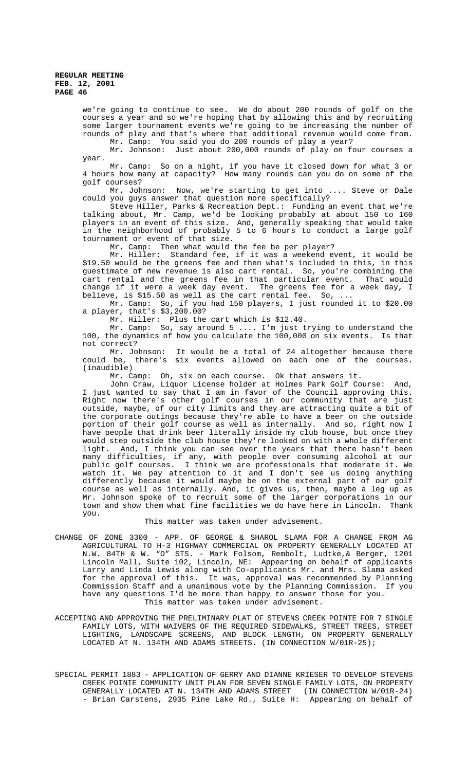we're going to continue to see. We do about 200 rounds of golf on the courses a year and so we're hoping that by allowing this and by recruiting some larger tournament events we're going to be increasing the number of rounds of play and that's where that additional revenue would come from.

Mr. Camp: You said you do 200 rounds of play a year?

Mr. Johnson: Just about 200,000 rounds of play on four courses a year.

Mr. Camp: So on a night, if you have it closed down for what 3 or 4 hours how many at capacity? How many rounds can you do on some of the golf courses?

Mr. Johnson: Now, we're starting to get into .... Steve or Dale could you guys answer that question more specifically?

Steve Hiller, Parks & Recreation Dept.: Funding an event that we're talking about, Mr. Camp, we'd be looking probably at about 150 to 160 players in an event of this size. And, generally speaking that would take in the neighborhood of probably 5 to 6 hours to conduct a large golf tournament or event of that size.

Mr. Camp: Then what would the fee be per player?

Mr. Hiller: Standard fee, if it was a weekend event, it would be $19.50 would be the greens fee and then what's included in this, in this guestimate of new revenue is also cart rental. So, you're combining the cart rental and the greens fee in that particular event. That would change if it were a week day event. The greens fee for a week day, I believe, is $15.50 as well as the cart rental fee. So, ...

Mr. Camp: So, if you had 150 players, I just rounded it to $20.00 a player, that's $3,200.00?

Mr. Hiller: Plus the cart which is $12.40.

Mr. Camp: So, say around 5 .... I'm just trying to understand the 100, the dynamics of how you calculate the 100,000 on six events. Is that not correct?

Mr. Johnson: It would be a total of 24 altogether because there could be, there's six events allowed on each one of the courses. (inaudible)

Mr. Camp: Oh, six on each course. Ok that answers it.

John Craw, Liquor License holder at Holmes Park Golf Course: And, I just wanted to say that I am in favor of the Council approving this. Right now there's other golf courses in our community that are just outside, maybe, of our city limits and they are attracting quite a bit of the corporate outings because they're able to have a beer on the outside portion of their golf course as well as internally. And so, right now I have people that drink beer literally inside my club house, but once they would step outside the club house they're looked on with a whole different light. And, I think you can see over the years that there hasn't been many difficulties, if any, with people over consuming alcohol at our public golf courses. I think we are professionals that moderate it. We watch it. We pay attention to it and I don't see us doing anything differently because it would maybe be on the external part of our golf course as well as internally. And, it gives us, then, maybe a leg up as Mr. Johnson spoke of to recruit some of the larger corporations in our town and show them what fine facilities we do have here in Lincoln. Thank you.

This matter was taken under advisement.

CHANGE OF ZONE 3300 - APP. OF GEORGE & SHAROL SLAMA FOR A CHANGE FROM AG AGRICULTURAL TO H-3 HIGHWAY COMMERCIAL ON PROPERTY GENERALLY LOCATED AT N.W. 84TH & W. "O" STS. - Mark Folsom, Rembolt, Ludtke,& Berger, 1201 Lincoln Mall, Suite 102, Lincoln, NE: Appearing on behalf of applicants Larry and Linda Lewis along with Co-applicants Mr. and Mrs. Slama asked for the approval of this. It was, approval was recommended by Planning Commission Staff and a unanimous vote by the Planning Commission. If you have any questions I'd be more than happy to answer those for you.

This matter was taken under advisement.

ACCEPTING AND APPROVING THE PRELIMINARY PLAT OF STEVENS CREEK POINTE FOR 7 SINGLE FAMILY LOTS, WITH WAIVERS OF THE REQUIRED SIDEWALKS, STREET TREES, STREET LIGHTING, LANDSCAPE SCREENS, AND BLOCK LENGTH, ON PROPERTY GENERALLY LOCATED AT N. 134TH AND ADAMS STREETS. (IN CONNECTION W/01R-25);

SPECIAL PERMIT 1883 - APPLICATION OF GERRY AND DIANNE KRIESER TO DEVELOP STEVENS CREEK POINTE COMMUNITY UNIT PLAN FOR SEVEN SINGLE FAMILY LOTS, ON PROPERTY GENERALLY LOCATED AT N. 134TH AND ADAMS STREET (IN CONNECTION W/01R-24) - Brian Carstens, 2935 Pine Lake Rd., Suite H: Appearing on behalf of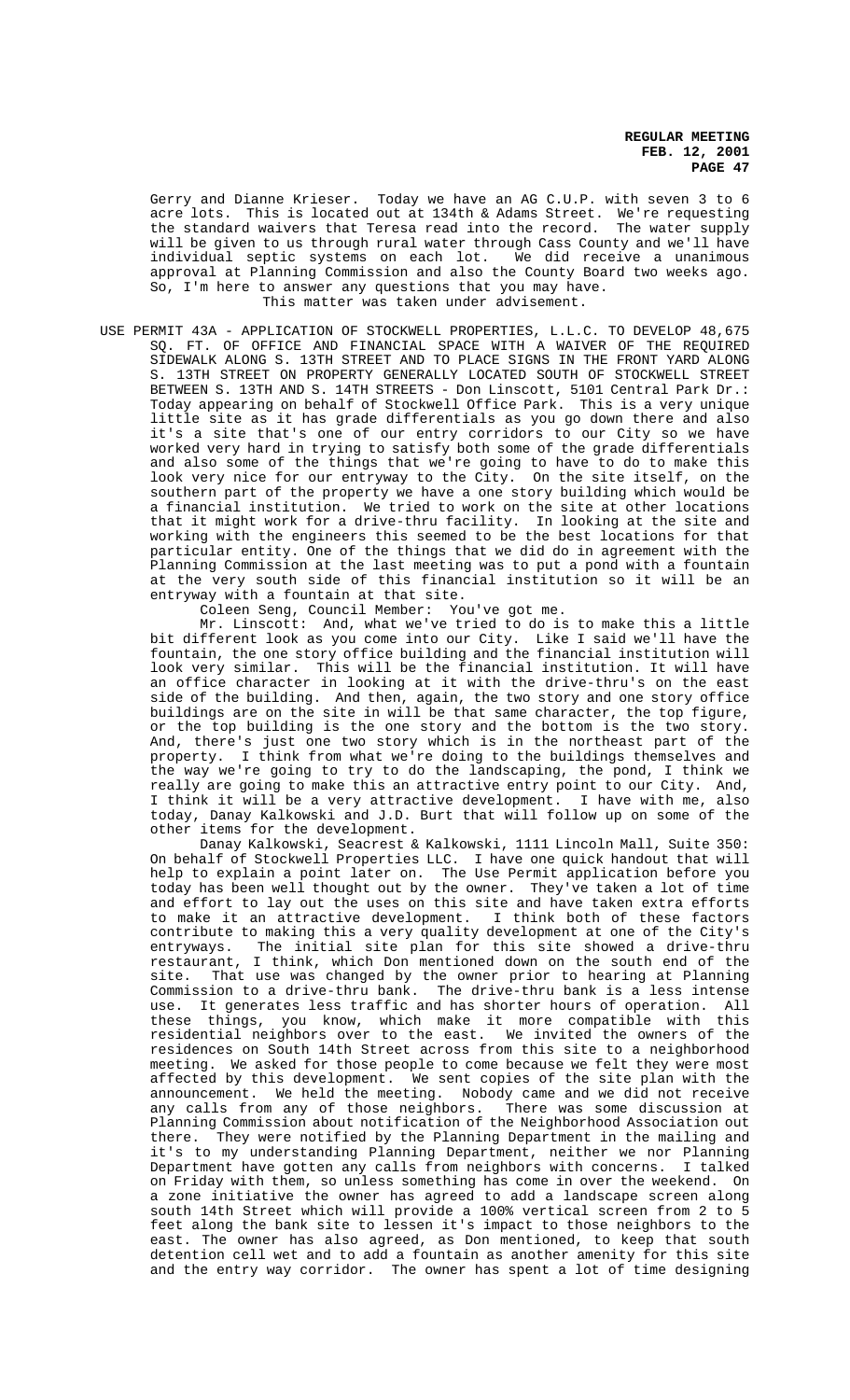Gerry and Dianne Krieser. Today we have an AG C.U.P. with seven 3 to 6 acre lots. This is located out at 134th & Adams Street. We're requesting the standard waivers that Teresa read into the record. The water supply will be given to us through rural water through Cass County and we'll have individual septic systems on each lot. We did receive a unanimous approval at Planning Commission and also the County Board two weeks ago. So, I'm here to answer any questions that you may have.

This matter was taken under advisement.

USE PERMIT 43A - APPLICATION OF STOCKWELL PROPERTIES, L.L.C. TO DEVELOP 48,675 SQ. FT. OF OFFICE AND FINANCIAL SPACE WITH A WAIVER OF THE REQUIRED SIDEWALK ALONG S. 13TH STREET AND TO PLACE SIGNS IN THE FRONT YARD ALONG S. 13TH STREET ON PROPERTY GENERALLY LOCATED SOUTH OF STOCKWELL STREET BETWEEN S. 13TH AND S. 14TH STREETS - Don Linscott, 5101 Central Park Dr.: Today appearing on behalf of Stockwell Office Park. This is a very unique little site as it has grade differentials as you go down there and also it's a site that's one of our entry corridors to our City so we have worked very hard in trying to satisfy both some of the grade differentials and also some of the things that we're going to have to do to make this look very nice for our entryway to the City. On the site itself, on the southern part of the property we have a one story building which would be a financial institution. We tried to work on the site at other locations that it might work for a drive-thru facility. In looking at the site and working with the engineers this seemed to be the best locations for that particular entity. One of the things that we did do in agreement with the Planning Commission at the last meeting was to put a pond with a fountain at the very south side of this financial institution so it will be an entryway with a fountain at that site.

Coleen Seng, Council Member: You've got me.

Mr. Linscott: And, what we've tried to do is to make this a little bit different look as you come into our City. Like I said we'll have the fountain, the one story office building and the financial institution will look very similar. This will be the financial institution. It will have an office character in looking at it with the drive-thru's on the east side of the building. And then, again, the two story and one story office buildings are on the site in will be that same character, the top figure, or the top building is the one story and the bottom is the two story. And, there's just one two story which is in the northeast part of the property. I think from what we're doing to the buildings themselves and the way we're going to try to do the landscaping, the pond, I think we really are going to make this an attractive entry point to our City. And, I think it will be a very attractive development. I have with me, also today, Danay Kalkowski and J.D. Burt that will follow up on some of the other items for the development.

Danay Kalkowski, Seacrest & Kalkowski, 1111 Lincoln Mall, Suite 350: On behalf of Stockwell Properties LLC. I have one quick handout that will help to explain a point later on. The Use Permit application before you today has been well thought out by the owner. They've taken a lot of time and effort to lay out the uses on this site and have taken extra efforts to make it an attractive development. I think both of these factors contribute to making this a very quality development at one of the City's entryways. The initial site plan for this site showed a drive-thru restaurant, I think, which Don mentioned down on the south end of the site. That use was changed by the owner prior to hearing at Planning Commission to a drive-thru bank. The drive-thru bank is a less intense use. It generates less traffic and has shorter hours of operation. All these things, you know, which make it more compatible with this residential neighbors over to the east. We invited the owners of the residences on South 14th Street across from this site to a neighborhood meeting. We asked for those people to come because we felt they were most affected by this development. We sent copies of the site plan with the announcement. We held the meeting. Nobody came and we did not receive any calls from any of those neighbors. There was some discussion at Planning Commission about notification of the Neighborhood Association out there. They were notified by the Planning Department in the mailing and it's to my understanding Planning Department, neither we nor Planning Department have gotten any calls from neighbors with concerns. I talked on Friday with them, so unless something has come in over the weekend. On a zone initiative the owner has agreed to add a landscape screen along south 14th Street which will provide a 100% vertical screen from 2 to 5 feet along the bank site to lessen it's impact to those neighbors to the east. The owner has also agreed, as Don mentioned, to keep that south detention cell wet and to add a fountain as another amenity for this site and the entry way corridor. The owner has spent a lot of time designing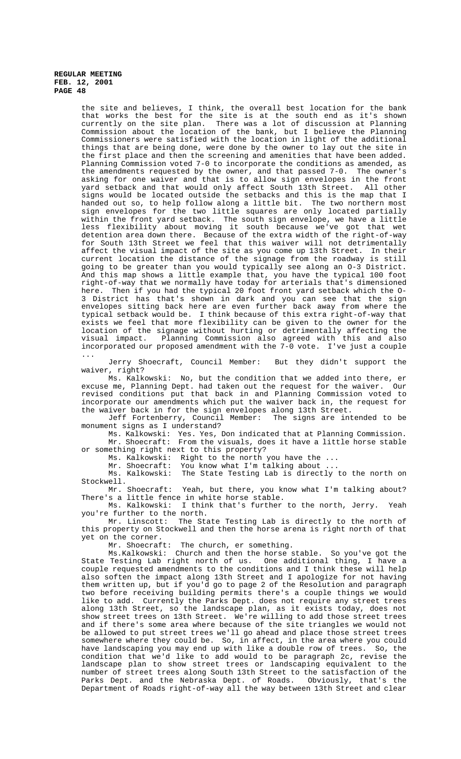the site and believes, I think, the overall best location for the bank that works the best for the site is at the south end as it's shown currently on the site plan. There was a lot of discussion at Planning Commission about the location of the bank, but I believe the Planning Commissioners were satisfied with the location in light of the additional things that are being done, were done by the owner to lay out the site in the first place and then the screening and amenities that have been added. Planning Commission voted 7-0 to incorporate the conditions as amended, as the amendments requested by the owner, and that passed 7-0. The owner's asking for one waiver and that is to allow sign envelopes in the front yard setback and that would only affect South 13th Street. All other signs would be located outside the setbacks and this is the map that I handed out so, to help follow along a little bit. The two northern most sign envelopes for the two little squares are only located partially within the front yard setback. The south sign envelope, we have a little less flexibility about moving it south because we've got that wet detention area down there. Because of the extra width of the right-of-way for South 13th Street we feel that this waiver will not detrimentally affect the visual impact of the site as you come up 13th Street. In their current location the distance of the signage from the roadway is still going to be greater than you would typically see along an O-3 District. And this map shows a little example that, you have the typical 100 foot right-of-way that we normally have today for arterials that's dimensioned here. Then if you had the typical 20 foot front yard setback which the O-3 District has that's shown in dark and you can see that the sign envelopes sitting back here are even further back away from where the typical setback would be. I think because of this extra right-of-way that exists we feel that more flexibility can be given to the owner for the location of the signage without hurting or detrimentally affecting the visual impact. Planning Commission also agreed with this and also incorporated our proposed amendment with the 7-0 vote. I've just a couple ...

Jerry Shoecraft, Council Member: But they didn't support the waiver, right?

Ms. Kalkowski: No, but the condition that we added into there, er excuse me, Planning Dept. had taken out the request for the waiver. Our revised conditions put that back in and Planning Commission voted to incorporate our amendments which put the waiver back in, the request for the waiver back in for the sign envelopes along 13th Street.

Jeff Fortenberry, Council Member: The signs are intended to be monument signs as I understand?

Ms. Kalkowski: Yes. Yes, Don indicated that at Planning Commission.

Mr. Shoecraft: From the visuals, does it have a little horse stable or something right next to this property?

Ms. Kalkowski: Right to the north you have the ...

Mr. Shoecraft: You know what I'm talking about ...

Ms. Kalkowski: The State Testing Lab is directly to the north on Stockwell.

Mr. Shoecraft: Yeah, but there, you know what I'm talking about? There's a little fence in white horse stable.

Ms. Kalkowski: I think that's further to the north, Jerry. Yeah you're further to the north.

Mr. Linscott: The State Testing Lab is directly to the north of this property on Stockwell and then the horse arena is right north of that yet on the corner.

Mr. Shoecraft: The church, er something.

Ms.Kalkowski: Church and then the horse stable. So you've got the State Testing Lab right north of us. One additional thing, I have a couple requested amendments to the conditions and I think these will help also soften the impact along 13th Street and I apologize for not having them written up, but if you'd go to page 2 of the Resolution and paragraph two before receiving building permits there's a couple things we would like to add. Currently the Parks Dept. does not require any street trees along 13th Street, so the landscape plan, as it exists today, does not show street trees on 13th Street. We're willing to add those street trees and if there's some area where because of the site triangles we would not be allowed to put street trees we'll go ahead and place those street trees somewhere where they could be. So, in affect, in the area where you could have landscaping you may end up with like a double row of trees. So, the condition that we'd like to add would to be paragraph 2c, revise the landscape plan to show street trees or landscaping equivalent to the number of street trees along South 13th Street to the satisfaction of the Parks Dept. and the Nebraska Dept. of Roads. Obviously, that's the Department of Roads right-of-way all the way between 13th Street and clear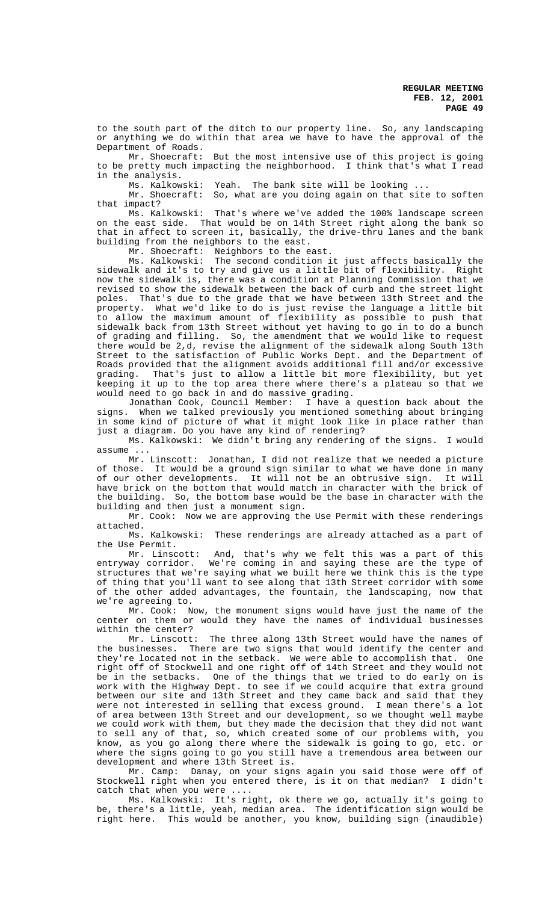to the south part of the ditch to our property line. So, any landscaping or anything we do within that area we have to have the approval of the Department of Roads.

Mr. Shoecraft: But the most intensive use of this project is going to be pretty much impacting the neighborhood. I think that's what I read in the analysis.

Ms. Kalkowski: Yeah. The bank site will be looking ...

Mr. Shoecraft: So, what are you doing again on that site to soften that impact?

Ms. Kalkowski: That's where we've added the 100% landscape screen on the east side. That would be on 14th Street right along the bank so that in affect to screen it, basically, the drive-thru lanes and the bank building from the neighbors to the east.

Mr. Shoecraft: Neighbors to the east.

Ms. Kalkowski: The second condition it just affects basically the sidewalk and it's to try and give us a little bit of flexibility. Right now the sidewalk is, there was a condition at Planning Commission that we revised to show the sidewalk between the back of curb and the street light poles. That's due to the grade that we have between 13th Street and the property. What we'd like to do is just revise the language a little bit to allow the maximum amount of flexibility as possible to push that sidewalk back from 13th Street without yet having to go in to do a bunch of grading and filling. So, the amendment that we would like to request there would be 2,d, revise the alignment of the sidewalk along South 13th Street to the satisfaction of Public Works Dept. and the Department of Roads provided that the alignment avoids additional fill and/or excessive grading. That's just to allow a little bit more flexibility, but yet keeping it up to the top area there where there's a plateau so that we would need to go back in and do massive grading.

Jonathan Cook, Council Member: I have a question back about the signs. When we talked previously you mentioned something about bringing in some kind of picture of what it might look like in place rather than just a diagram. Do you have any kind of rendering?

Ms. Kalkowski: We didn't bring any rendering of the signs. I would assume ...

Mr. Linscott: Jonathan, I did not realize that we needed a picture of those. It would be a ground sign similar to what we have done in many of our other developments. It will not be an obtrusive sign. It will have brick on the bottom that would match in character with the brick of the building. So, the bottom base would be the base in character with the building and then just a monument sign.

Mr. Cook: Now we are approving the Use Permit with these renderings attached.

Ms. Kalkowski: These renderings are already attached as a part of the Use Permit.

Mr. Linscott: And, that's why we felt this was a part of this entryway corridor. We're coming in and saying these are the type of structures that we're saying what we built here we think this is the type of thing that you'll want to see along that 13th Street corridor with some of the other added advantages, the fountain, the landscaping, now that we're agreeing to.

Mr. Cook: Now, the monument signs would have just the name of the center on them or would they have the names of individual businesses within the center?

Mr. Linscott: The three along 13th Street would have the names of the businesses. There are two signs that would identify the center and they're located not in the setback. We were able to accomplish that. One right off of Stockwell and one right off of 14th Street and they would not be in the setbacks. One of the things that we tried to do early on is work with the Highway Dept. to see if we could acquire that extra ground between our site and 13th Street and they came back and said that they were not interested in selling that excess ground. I mean there's a lot of area between 13th Street and our development, so we thought well maybe we could work with them, but they made the decision that they did not want to sell any of that, so, which created some of our problems with, you know, as you go along there where the sidewalk is going to go, etc. or where the signs going to go you still have a tremendous area between our development and where 13th Street is.

Mr. Camp: Danay, on your signs again you said those were off of Stockwell right when you entered there, is it on that median? I didn't catch that when you were ....

Ms. Kalkowski: It's right, ok there we go, actually it's going to be, there's a little, yeah, median area. The identification sign would be right here. This would be another, you know, building sign (inaudible)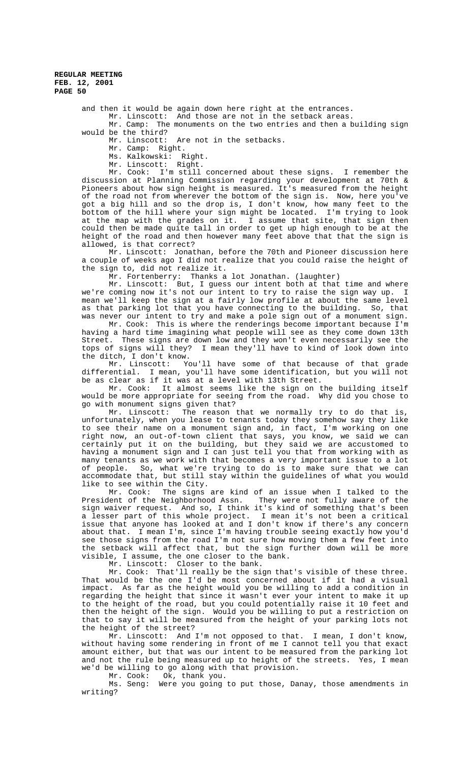and then it would be again down here right at the entrances.

Mr. Linscott: And those are not in the setback areas.

Mr. Camp: The monuments on the two entries and then a building sign would be the third?

Mr. Linscott: Are not in the setbacks.

Mr. Camp: Right.

Ms. Kalkowski: Right.

Mr. Linscott: Right.

Mr. Cook: I'm still concerned about these signs. I remember the discussion at Planning Commission regarding your development at 70th & Pioneers about how sign height is measured. It's measured from the height of the road not from wherever the bottom of the sign is. Now, here you've got a big hill and so the drop is, I don't know, how many feet to the bottom of the hill where your sign might be located. I'm trying to look at the map with the grades on it. I assume that site, that sign then could then be made quite tall in order to get up high enough to be at the height of the road and then however many feet above that that the sign is allowed, is that correct?

Mr. Linscott: Jonathan, before the 70th and Pioneer discussion here a couple of weeks ago I did not realize that you could raise the height of the sign to, did not realize it.

Mr. Fortenberry: Thanks a lot Jonathan. (laughter)

Mr. Linscott: But, I guess our intent both at that time and where we're coming now it's not our intent to try to raise the sign way up. I mean we'll keep the sign at a fairly low profile at about the same level as that parking lot that you have connecting to the building. So, that was never our intent to try and make a pole sign out of a monument sign.

Mr. Cook: This is where the renderings become important because I'm having a hard time imagining what people will see as they come down 13th Street. These signs are down low and they won't even necessarily see the tops of signs will they? I mean they'll have to kind of look down into the ditch, I don't know.

Mr. Linscott: You'll have some of that because of that grade differential. I mean, you'll have some identification, but you will not be as clear as if it was at a level with 13th Street.

Mr. Cook: It almost seems like the sign on the building itself would be more appropriate for seeing from the road. Why did you chose to go with monument signs given that?

Mr. Linscott: The reason that we normally try to do that is, unfortunately, when you lease to tenants today they somehow say they like to see their name on a monument sign and, in fact, I'm working on one right now, an out-of-town client that says, you know, we said we can certainly put it on the building, but they said we are accustomed to having a monument sign and I can just tell you that from working with as many tenants as we work with that becomes a very important issue to a lot of people. So, what we're trying to do is to make sure that we can accommodate that, but still stay within the guidelines of what you would like to see within the City.

Mr. Cook: The signs are kind of an issue when I talked to the President of the Neighborhood Assn. They were not fully aware of the sign waiver request. And so, I think it's kind of something that's been a lesser part of this whole project. I mean it's not been a critical issue that anyone has looked at and I don't know if there's any concern about that. I mean I'm, since I'm having trouble seeing exactly how you'd see those signs from the road I'm not sure how moving them a few feet into the setback will affect that, but the sign further down will be more visible, I assume, the one closer to the bank.

Mr. Linscott: Closer to the bank.

Mr. Cook: That'll really be the sign that's visible of these three. That would be the one I'd be most concerned about if it had a visual impact. As far as the height would you be willing to add a condition in regarding the height that since it wasn't ever your intent to make it up to the height of the road, but you could potentially raise it 10 feet and then the height of the sign. Would you be willing to put a restriction on that to say it will be measured from the height of your parking lots not the height of the street?

Mr. Linscott: And I'm not opposed to that. I mean, I don't know, without having some rendering in front of me I cannot tell you that exact amount either, but that was our intent to be measured from the parking lot and not the rule being measured up to height of the streets. Yes, I mean we'd be willing to go along with that provision.

Mr. Cook: Ok, thank you.

Ms. Seng: Were you going to put those, Danay, those amendments in writing?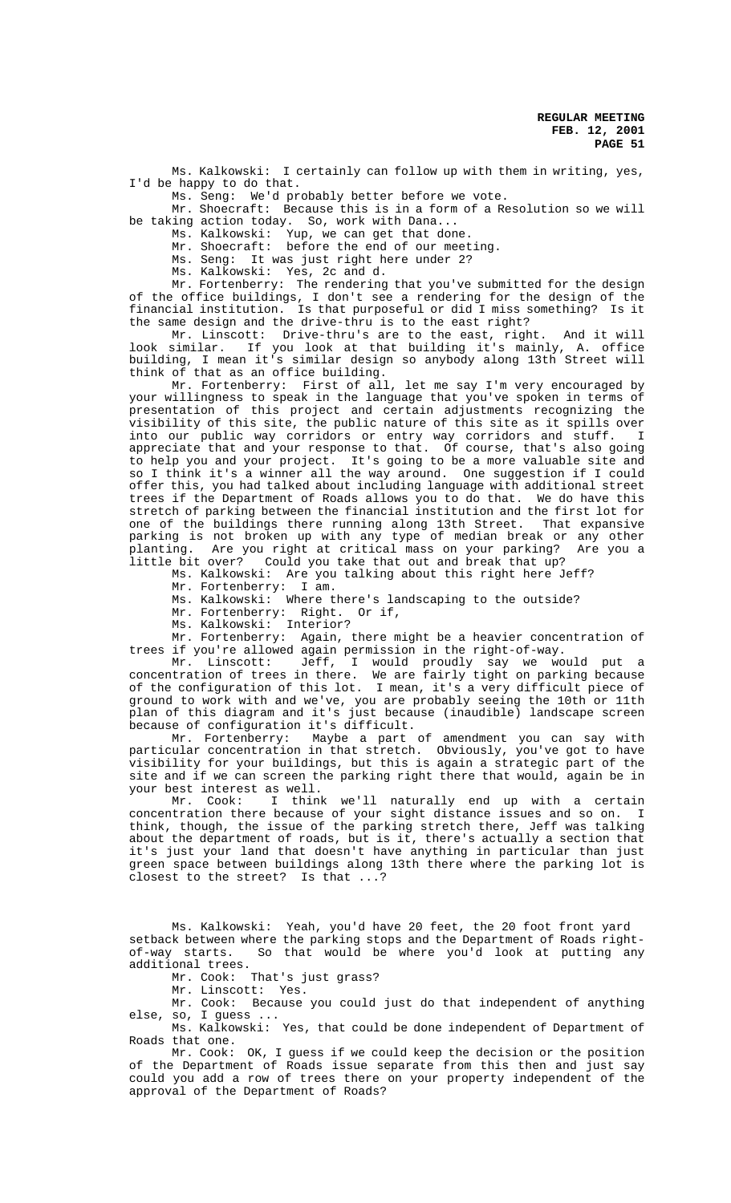Ms. Kalkowski: I certainly can follow up with them in writing, yes, I'd be happy to do that.

Ms. Seng: We'd probably better before we vote.

Mr. Shoecraft: Because this is in a form of a Resolution so we will be taking action today. So, work with Dana...

Ms. Kalkowski: Yup, we can get that done.

Mr. Shoecraft: before the end of our meeting.

Ms. Seng: It was just right here under 2?

Ms. Kalkowski: Yes, 2c and d.

Mr. Fortenberry: The rendering that you've submitted for the design of the office buildings, I don't see a rendering for the design of the financial institution. Is that purposeful or did I miss something? Is it the same design and the drive-thru is to the east right?

Mr. Linscott: Drive-thru's are to the east, right. And it will look similar. If you look at that building it's mainly, A. office building, I mean it's similar design so anybody along 13th Street will think of that as an office building.

Mr. Fortenberry: First of all, let me say I'm very encouraged by your willingness to speak in the language that you've spoken in terms of presentation of this project and certain adjustments recognizing the visibility of this site, the public nature of this site as it spills over into our public way corridors or entry way corridors and stuff. I appreciate that and your response to that. Of course, that's also going to help you and your project. It's going to be a more valuable site and so I think it's a winner all the way around. One suggestion if I could offer this, you had talked about including language with additional street trees if the Department of Roads allows you to do that. We do have this stretch of parking between the financial institution and the first lot for one of the buildings there running along 13th Street. That expansive parking is not broken up with any type of median break or any other planting. Are you right at critical mass on your parking? Are you a little bit over? Could you take that out and break that up?

Ms. Kalkowski: Are you talking about this right here Jeff?

Mr. Fortenberry: I am.

Ms. Kalkowski: Where there's landscaping to the outside?

Mr. Fortenberry: Right. Or if,

Ms. Kalkowski: Interior?

Mr. Fortenberry: Again, there might be a heavier concentration of trees if you're allowed again permission in the right-of-way.

Mr. Linscott: Jeff, I would proudly say we would put a concentration of trees in there. We are fairly tight on parking because of the configuration of this lot. I mean, it's a very difficult piece of ground to work with and we've, you are probably seeing the 10th or 11th plan of this diagram and it's just because (inaudible) landscape screen because of configuration it's difficult.

Mr. Fortenberry: Maybe a part of amendment you can say with particular concentration in that stretch. Obviously, you've got to have visibility for your buildings, but this is again a strategic part of the site and if we can screen the parking right there that would, again be in your best interest as well.

Mr. Cook: I think we'll naturally end up with a certain concentration there because of your sight distance issues and so on. I think, though, the issue of the parking stretch there, Jeff was talking about the department of roads, but is it, there's actually a section that it's just your land that doesn't have anything in particular than just green space between buildings along 13th there where the parking lot is closest to the street? Is that ...?

Ms. Kalkowski: Yeah, you'd have 20 feet, the 20 foot front yard setback between where the parking stops and the Department of Roads right-of-way starts. So that would be where you'd look at putting any additional trees.

Mr. Cook: That's just grass?

Mr. Linscott: Yes.

Mr. Cook: Because you could just do that independent of anything else, so, I guess ...

Ms. Kalkowski: Yes, that could be done independent of Department of Roads that one.

Mr. Cook: OK, I guess if we could keep the decision or the position of the Department of Roads issue separate from this then and just say could you add a row of trees there on your property independent of the approval of the Department of Roads?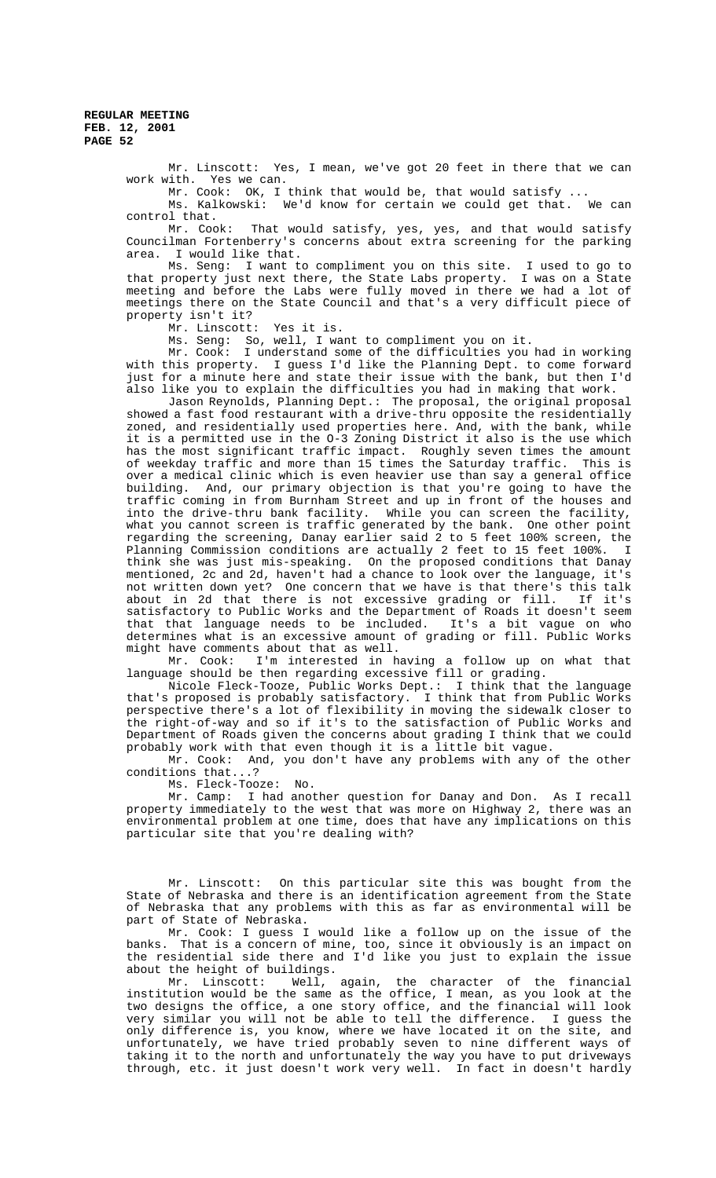Mr. Linscott: Yes, I mean, we've got 20 feet in there that we can work with. Yes we can.

Mr. Cook: OK, I think that would be, that would satisfy ...

Ms. Kalkowski: We'd know for certain we could get that. We can control that.

Mr. Cook: That would satisfy, yes, yes, and that would satisfy Councilman Fortenberry's concerns about extra screening for the parking area. I would like that.

Ms. Seng: I want to compliment you on this site. I used to go to that property just next there, the State Labs property. I was on a State meeting and before the Labs were fully moved in there we had a lot of meetings there on the State Council and that's a very difficult piece of property isn't it?

Mr. Linscott: Yes it is.

Ms. Seng: So, well, I want to compliment you on it.

Mr. Cook: I understand some of the difficulties you had in working with this property. I guess I'd like the Planning Dept. to come forward just for a minute here and state their issue with the bank, but then I'd also like you to explain the difficulties you had in making that work.

Jason Reynolds, Planning Dept.: The proposal, the original proposal showed a fast food restaurant with a drive-thru opposite the residentially zoned, and residentially used properties here. And, with the bank, while it is a permitted use in the O-3 Zoning District it also is the use which has the most significant traffic impact. Roughly seven times the amount of weekday traffic and more than 15 times the Saturday traffic. This is over a medical clinic which is even heavier use than say a general office building. And, our primary objection is that you're going to have the traffic coming in from Burnham Street and up in front of the houses and into the drive-thru bank facility. While you can screen the facility, what you cannot screen is traffic generated by the bank. One other point regarding the screening, Danay earlier said 2 to 5 feet 100% screen, the Planning Commission conditions are actually 2 feet to 15 feet 100%. I think she was just mis-speaking. On the proposed conditions that Danay mentioned, 2c and 2d, haven't had a chance to look over the language, it's not written down yet? One concern that we have is that there's this talk about in 2d that there is not excessive grading or fill. If it's satisfactory to Public Works and the Department of Roads it doesn't seem that that language needs to be included. It's a bit vague on who determines what is an excessive amount of grading or fill. Public Works might have comments about that as well.

Mr. Cook: I'm interested in having a follow up on what that language should be then regarding excessive fill or grading.

Nicole Fleck-Tooze, Public Works Dept.: I think that the language that's proposed is probably satisfactory. I think that from Public Works perspective there's a lot of flexibility in moving the sidewalk closer to the right-of-way and so if it's to the satisfaction of Public Works and Department of Roads given the concerns about grading I think that we could probably work with that even though it is a little bit vague.

Mr. Cook: And, you don't have any problems with any of the other conditions that...?

Ms. Fleck-Tooze: No.

Mr. Camp: I had another question for Danay and Don. As I recall property immediately to the west that was more on Highway 2, there was an environmental problem at one time, does that have any implications on this particular site that you're dealing with?

Mr. Linscott: On this particular site this was bought from the State of Nebraska and there is an identification agreement from the State of Nebraska that any problems with this as far as environmental will be part of State of Nebraska.

Mr. Cook: I guess I would like a follow up on the issue of the banks. That is a concern of mine, too, since it obviously is an impact on the residential side there and I'd like you just to explain the issue about the height of buildings.

Mr. Linscott: Well, again, the character of the financial institution would be the same as the office, I mean, as you look at the two designs the office, a one story office, and the financial will look very similar you will not be able to tell the difference. I guess the only difference is, you know, where we have located it on the site, and unfortunately, we have tried probably seven to nine different ways of taking it to the north and unfortunately the way you have to put driveways through, etc. it just doesn't work very well. In fact in doesn't hardly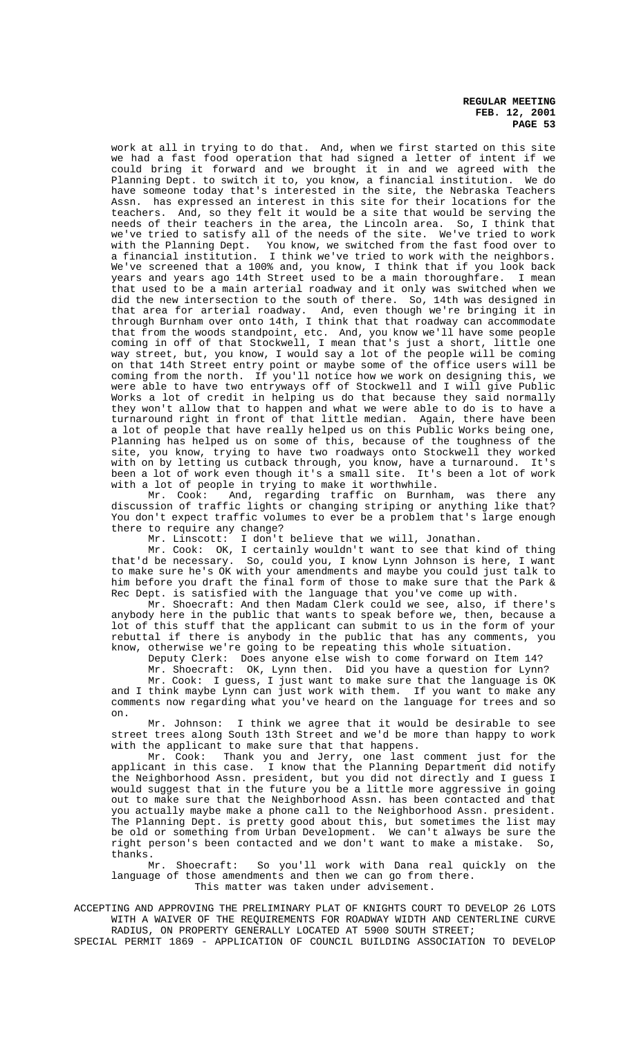work at all in trying to do that. And, when we first started on this site we had a fast food operation that had signed a letter of intent if we could bring it forward and we brought it in and we agreed with the Planning Dept. to switch it to, you know, a financial institution. We do have someone today that's interested in the site, the Nebraska Teachers Assn. has expressed an interest in this site for their locations for the teachers. And, so they felt it would be a site that would be serving the needs of their teachers in the area, the Lincoln area. So, I think that we've tried to satisfy all of the needs of the site. We've tried to work with the Planning Dept. You know, we switched from the fast food over to a financial institution. I think we've tried to work with the neighbors. We've screened that a 100% and, you know, I think that if you look back years and years ago 14th Street used to be a main thoroughfare. I mean that used to be a main arterial roadway and it only was switched when we did the new intersection to the south of there. So, 14th was designed in that area for arterial roadway. And, even though we're bringing it in through Burnham over onto 14th, I think that that roadway can accommodate that from the woods standpoint, etc. And, you know we'll have some people coming in off of that Stockwell, I mean that's just a short, little one way street, but, you know, I would say a lot of the people will be coming on that 14th Street entry point or maybe some of the office users will be coming from the north. If you'll notice how we work on designing this, we were able to have two entryways off of Stockwell and I will give Public Works a lot of credit in helping us do that because they said normally they won't allow that to happen and what we were able to do is to have a turnaround right in front of that little median. Again, there have been a lot of people that have really helped us on this Public Works being one, Planning has helped us on some of this, because of the toughness of the site, you know, trying to have two roadways onto Stockwell they worked with on by letting us cutback through, you know, have a turnaround. It's been a lot of work even though it's a small site. It's been a lot of work with a lot of people in trying to make it worthwhile.

Mr. Cook: And, regarding traffic on Burnham, was there any discussion of traffic lights or changing striping or anything like that? You don't expect traffic volumes to ever be a problem that's large enough there to require any change?

Mr. Linscott: I don't believe that we will, Jonathan.

Mr. Cook: OK, I certainly wouldn't want to see that kind of thing that'd be necessary. So, could you, I know Lynn Johnson is here, I want to make sure he's OK with your amendments and maybe you could just talk to him before you draft the final form of those to make sure that the Park & Rec Dept. is satisfied with the language that you've come up with.

Mr. Shoecraft: And then Madam Clerk could we see, also, if there's anybody here in the public that wants to speak before we, then, because a lot of this stuff that the applicant can submit to us in the form of your rebuttal if there is anybody in the public that has any comments, you know, otherwise we're going to be repeating this whole situation.

Deputy Clerk: Does anyone else wish to come forward on Item 14?

Mr. Shoecraft: OK, Lynn then. Did you have a question for Lynn?

Mr. Cook: I guess, I just want to make sure that the language is OK and I think maybe Lynn can just work with them. If you want to make any comments now regarding what you've heard on the language for trees and so on.

Mr. Johnson: I think we agree that it would be desirable to see street trees along South 13th Street and we'd be more than happy to work with the applicant to make sure that that happens.

Mr. Cook: Thank you and Jerry, one last comment just for the applicant in this case. I know that the Planning Department did notify the Neighborhood Assn. president, but you did not directly and I guess I would suggest that in the future you be a little more aggressive in going out to make sure that the Neighborhood Assn. has been contacted and that you actually maybe make a phone call to the Neighborhood Assn. president. The Planning Dept. is pretty good about this, but sometimes the list may be old or something from Urban Development. We can't always be sure the right person's been contacted and we don't want to make a mistake. So, thanks.

Mr. Shoecraft: So you'll work with Dana real quickly on the language of those amendments and then we can go from there.

This matter was taken under advisement.

ACCEPTING AND APPROVING THE PRELIMINARY PLAT OF KNIGHTS COURT TO DEVELOP 26 LOTS WITH A WAIVER OF THE REQUIREMENTS FOR ROADWAY WIDTH AND CENTERLINE CURVE RADIUS, ON PROPERTY GENERALLY LOCATED AT 5900 SOUTH STREET;

SPECIAL PERMIT 1869 - APPLICATION OF COUNCIL BUILDING ASSOCIATION TO DEVELOP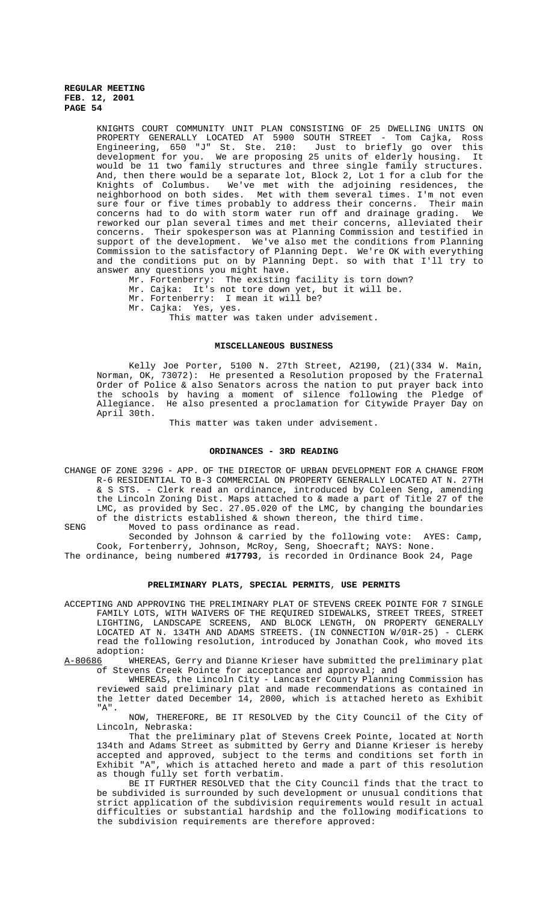KNIGHTS COURT COMMUNITY UNIT PLAN CONSISTING OF 25 DWELLING UNITS ON PROPERTY GENERALLY LOCATED AT 5900 SOUTH STREET - Tom Cajka, Ross Engineering, 650 "J" St. Ste. 210: Just to briefly go over this development for you. We are proposing 25 units of elderly housing. It would be 11 two family structures and three single family structures. And, then there would be a separate lot, Block 2, Lot 1 for a club for the Knights of Columbus. We've met with the adjoining residences, the neighborhood on both sides. Met with them several times. I'm not even sure four or five times probably to address their concerns. Their main concerns had to do with storm water run off and drainage grading. We reworked our plan several times and met their concerns, alleviated their concerns. Their spokesperson was at Planning Commission and testified in support of the development. We've also met the conditions from Planning Commission to the satisfactory of Planning Dept. We're OK with everything and the conditions put on by Planning Dept. so with that I'll try to answer any questions you might have.

Mr. Fortenberry: The existing facility is torn down?

Mr. Cajka: It's not tore down yet, but it will be.

Mr. Fortenberry: I mean it will be?

Mr. Cajka: Yes, yes.

This matter was taken under advisement.

## MISCELLANEOUS BUSINESS

Kelly Joe Porter, 5100 N. 27th Street, A2190, (21)(334 W. Main, Norman, OK, 73072): He presented a Resolution proposed by the Fraternal Order of Police & also Senators across the nation to put prayer back into the schools by having a moment of silence following the Pledge of Allegiance. He also presented a proclamation for Citywide Prayer Day on April 30th.

This matter was taken under advisement.

## ORDINANCES - 3RD READING

CHANGE OF ZONE 3296 - APP. OF THE DIRECTOR OF URBAN DEVELOPMENT FOR A CHANGE FROM R-6 RESIDENTIAL TO B-3 COMMERCIAL ON PROPERTY GENERALLY LOCATED AT N. 27TH & S STS. - Clerk read an ordinance, introduced by Coleen Seng, amending the Lincoln Zoning Dist. Maps attached to & made a part of Title 27 of the LMC, as provided by Sec. 27.05.020 of the LMC, by changing the boundaries of the districts established & shown thereon, the third time.

SENG Moved to pass ordinance as read.

Seconded by Johnson & carried by the following vote: AYES: Camp, Cook, Fortenberry, Johnson, McRoy, Seng, Shoecraft; NAYS: None.

The ordinance, being numbered **#17793**, is recorded in Ordinance Book 24, Page

## PRELIMINARY PLATS, SPECIAL PERMITS, USE PERMITS

ACCEPTING AND APPROVING THE PRELIMINARY PLAT OF STEVENS CREEK POINTE FOR 7 SINGLE FAMILY LOTS, WITH WAIVERS OF THE REQUIRED SIDEWALKS, STREET TREES, STREET LIGHTING, LANDSCAPE SCREENS, AND BLOCK LENGTH, ON PROPERTY GENERALLY LOCATED AT N. 134TH AND ADAMS STREETS. (IN CONNECTION W/01R-25) - CLERK read the following resolution, introduced by Jonathan Cook, who moved its adoption:

A-80686 WHEREAS, Gerry and Dianne Krieser have submitted the preliminary plat of Stevens Creek Pointe for acceptance and approval; and

WHEREAS, the Lincoln City - Lancaster County Planning Commission has reviewed said preliminary plat and made recommendations as contained in the letter dated December 14, 2000, which is attached hereto as Exhibit "A".

NOW, THEREFORE, BE IT RESOLVED by the City Council of the City of Lincoln, Nebraska:

That the preliminary plat of Stevens Creek Pointe, located at North 134th and Adams Street as submitted by Gerry and Dianne Krieser is hereby accepted and approved, subject to the terms and conditions set forth in Exhibit "A", which is attached hereto and made a part of this resolution as though fully set forth verbatim.

BE IT FURTHER RESOLVED that the City Council finds that the tract to be subdivided is surrounded by such development or unusual conditions that strict application of the subdivision requirements would result in actual difficulties or substantial hardship and the following modifications to the subdivision requirements are therefore approved: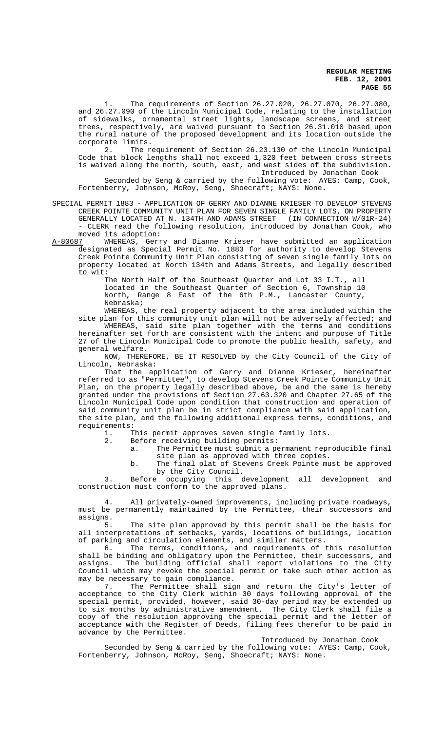1. The requirements of Section 26.27.020, 26.27.070, 26.27.080, and 26.27.090 of the Lincoln Municipal Code, relating to the installation of sidewalks, ornamental street lights, landscape screens, and street trees, respectively, are waived pursuant to Section 26.31.010 based upon the rural nature of the proposed development and its location outside the corporate limits.

2. The requirement of Section 26.23.130 of the Lincoln Municipal Code that block lengths shall not exceed 1,320 feet between cross streets is waived along the north, south, east, and west sides of the subdivision.

Introduced by Jonathan Cook

Seconded by Seng & carried by the following vote: AYES: Camp, Cook, Fortenberry, Johnson, McRoy, Seng, Shoecraft; NAYS: None.

SPECIAL PERMIT 1883 - APPLICATION OF GERRY AND DIANNE KRIESER TO DEVELOP STEVENS CREEK POINTE COMMUNITY UNIT PLAN FOR SEVEN SINGLE FAMILY LOTS, ON PROPERTY GENERALLY LOCATED AT N. 134TH AND ADAMS STREET (IN CONNECTION W/01R-24) - CLERK read the following resolution, introduced by Jonathan Cook, who moved its adoption:

A-80687 WHEREAS, Gerry and Dianne Krieser have submitted an application designated as Special Permit No. 1883 for authority to develop Stevens Creek Pointe Community Unit Plan consisting of seven single family lots on property located at North 134th and Adams Streets, and legally described to wit:

The North Half of the Southeast Quarter and Lot 33 I.T., all located in the Southeast Quarter of Section 6, Township 10 North, Range 8 East of the 6th P.M., Lancaster County, Nebraska;

WHEREAS, the real property adjacent to the area included within the site plan for this community unit plan will not be adversely affected; and

WHEREAS, said site plan together with the terms and conditions hereinafter set forth are consistent with the intent and purpose of Title 27 of the Lincoln Municipal Code to promote the public health, safety, and general welfare.

NOW, THEREFORE, BE IT RESOLVED by the City Council of the City of Lincoln, Nebraska:

That the application of Gerry and Dianne Krieser, hereinafter referred to as "Permittee", to develop Stevens Creek Pointe Community Unit Plan, on the property legally described above, be and the same is hereby granted under the provisions of Section 27.63.320 and Chapter 27.65 of the Lincoln Municipal Code upon condition that construction and operation of said community unit plan be in strict compliance with said application, the site plan, and the following additional express terms, conditions, and requirements:

1. This permit approves seven single family lots.
2. Before receiving building permits:
   a. The Permittee must submit a permanent reproducible final site plan as approved with three copies.
   b. The final plat of Stevens Creek Pointe must be approved by the City Council.
3. Before occupying this development all development and construction must conform to the approved plans.
4. All privately-owned improvements, including private roadways, must be permanently maintained by the Permittee, their successors and assigns.
5. The site plan approved by this permit shall be the basis for all interpretations of setbacks, yards, locations of buildings, location of parking and circulation elements, and similar matters.
6. The terms, conditions, and requirements of this resolution shall be binding and obligatory upon the Permittee, their successors, and assigns. The building official shall report violations to the City Council which may revoke the special permit or take such other action as may be necessary to gain compliance.
7. The Permittee shall sign and return the City's letter of acceptance to the City Clerk within 30 days following approval of the special permit, provided, however, said 30-day period may be extended up to six months by administrative amendment. The City Clerk shall file a copy of the resolution approving the special permit and the letter of acceptance with the Register of Deeds, filing fees therefor to be paid in advance by the Permittee.

Introduced by Jonathan Cook

Seconded by Seng & carried by the following vote: AYES: Camp, Cook, Fortenberry, Johnson, McRoy, Seng, Shoecraft; NAYS: None.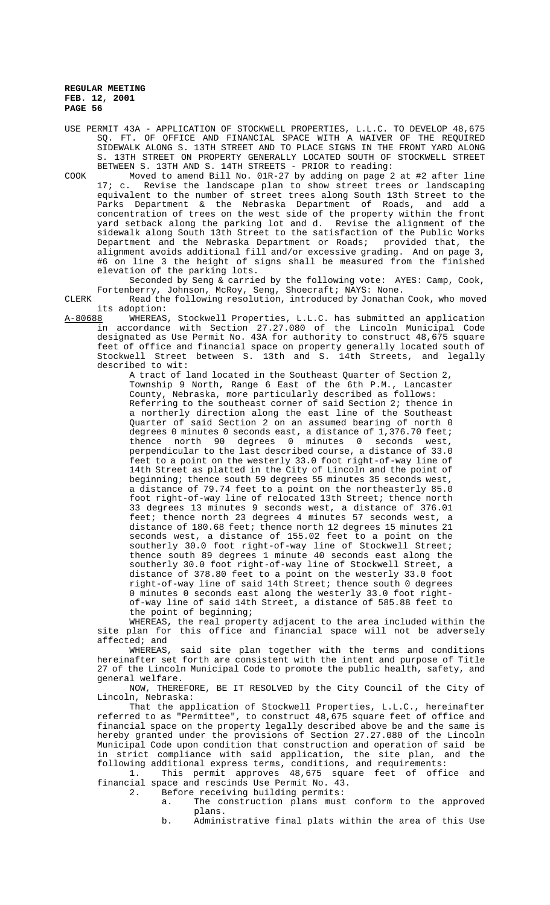USE PERMIT 43A - APPLICATION OF STOCKWELL PROPERTIES, L.L.C. TO DEVELOP 48,675 SQ. FT. OF OFFICE AND FINANCIAL SPACE WITH A WAIVER OF THE REQUIRED SIDEWALK ALONG S. 13TH STREET AND TO PLACE SIGNS IN THE FRONT YARD ALONG S. 13TH STREET ON PROPERTY GENERALLY LOCATED SOUTH OF STOCKWELL STREET BETWEEN S. 13TH AND S. 14TH STREETS - PRIOR to reading:

COOK Moved to amend Bill No. 01R-27 by adding on page 2 at #2 after line 17; c. Revise the landscape plan to show street trees or landscaping equivalent to the number of street trees along South 13th Street to the Parks Department & the Nebraska Department of Roads, and add a concentration of trees on the west side of the property within the front yard setback along the parking lot and d. Revise the alignment of the sidewalk along South 13th Street to the satisfaction of the Public Works Department and the Nebraska Department or Roads; provided that, the alignment avoids additional fill and/or excessive grading. And on page 3, #6 on line 3 the height of signs shall be measured from the finished elevation of the parking lots.

Seconded by Seng & carried by the following vote: AYES: Camp, Cook, Fortenberry, Johnson, McRoy, Seng, Shoecraft; NAYS: None.

CLERK Read the following resolution, introduced by Jonathan Cook, who moved its adoption:

A-80688 WHEREAS, Stockwell Properties, L.L.C. has submitted an application in accordance with Section 27.27.080 of the Lincoln Municipal Code designated as Use Permit No. 43A for authority to construct 48,675 square feet of office and financial space on property generally located south of Stockwell Street between S. 13th and S. 14th Streets, and legally described to wit:

A tract of land located in the Southeast Quarter of Section 2, Township 9 North, Range 6 East of the 6th P.M., Lancaster County, Nebraska, more particularly described as follows: Referring to the southeast corner of said Section 2; thence in a northerly direction along the east line of the Southeast Quarter of said Section 2 on an assumed bearing of north 0 degrees 0 minutes 0 seconds east, a distance of 1,376.70 feet; thence north 90 degrees 0 minutes 0 seconds west, perpendicular to the last described course, a distance of 33.0 feet to a point on the westerly 33.0 foot right-of-way line of 14th Street as platted in the City of Lincoln and the point of beginning; thence south 59 degrees 55 minutes 35 seconds west, a distance of 79.74 feet to a point on the northeasterly 85.0 foot right-of-way line of relocated 13th Street; thence north 33 degrees 13 minutes 9 seconds west, a distance of 376.01 feet; thence north 23 degrees 4 minutes 57 seconds west, a distance of 180.68 feet; thence north 12 degrees 15 minutes 21 seconds west, a distance of 155.02 feet to a point on the southerly 30.0 foot right-of-way line of Stockwell Street; thence south 89 degrees 1 minute 40 seconds east along the southerly 30.0 foot right-of-way line of Stockwell Street, a distance of 378.80 feet to a point on the westerly 33.0 foot right-of-way line of said 14th Street; thence south 0 degrees 0 minutes 0 seconds east along the westerly 33.0 foot right-of-way line of said 14th Street, a distance of 585.88 feet to the point of beginning;

WHEREAS, the real property adjacent to the area included within the site plan for this office and financial space will not be adversely affected; and

WHEREAS, said site plan together with the terms and conditions hereinafter set forth are consistent with the intent and purpose of Title 27 of the Lincoln Municipal Code to promote the public health, safety, and general welfare.

NOW, THEREFORE, BE IT RESOLVED by the City Council of the City of Lincoln, Nebraska:

That the application of Stockwell Properties, L.L.C., hereinafter referred to as "Permittee", to construct 48,675 square feet of office and financial space on the property legally described above be and the same is hereby granted under the provisions of Section 27.27.080 of the Lincoln Municipal Code upon condition that construction and operation of said be in strict compliance with said application, the site plan, and the following additional express terms, conditions, and requirements:

1. This permit approves 48,675 square feet of office and financial space and rescinds Use Permit No. 43.
2. Before receiving building permits:
   a. The construction plans must conform to the approved plans.
   b. Administrative final plats within the area of this Use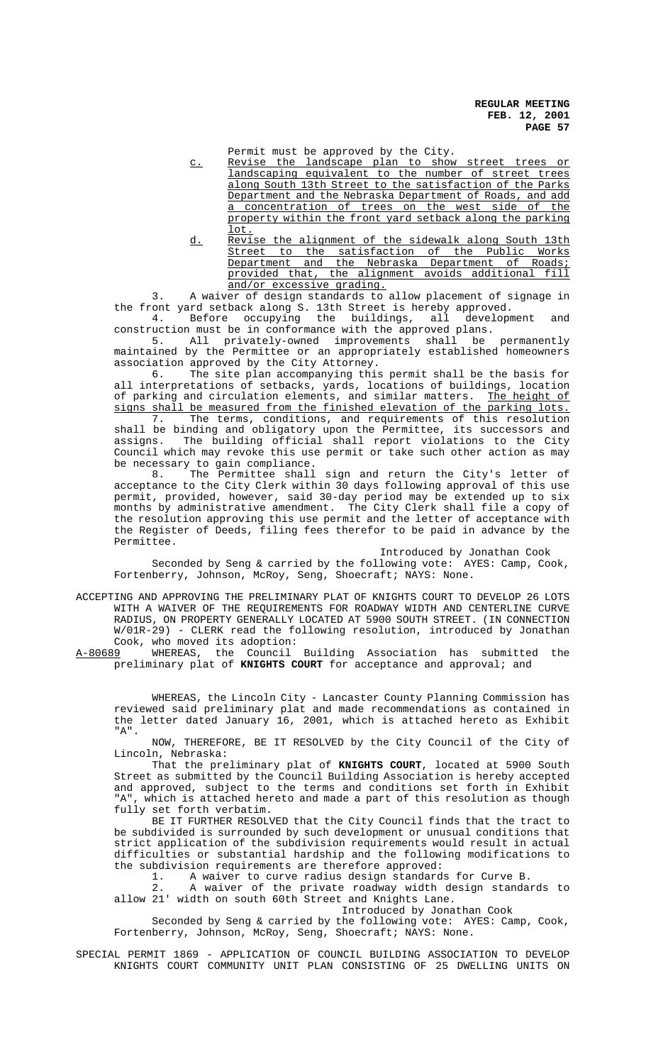Permit must be approved by the City.

c. Revise the landscape plan to show street trees or landscaping equivalent to the number of street trees along South 13th Street to the satisfaction of the Parks Department and the Nebraska Department of Roads, and add a concentration of trees on the west side of the property within the front yard setback along the parking lot.

d. Revise the alignment of the sidewalk along South 13th Street to the satisfaction of the Public Works Department and the Nebraska Department of Roads; provided that, the alignment avoids additional fill and/or excessive grading.

3. A waiver of design standards to allow placement of signage in the front yard setback along S. 13th Street is hereby approved.

4. Before occupying the buildings, all development and construction must be in conformance with the approved plans.

5. All privately-owned improvements shall be permanently maintained by the Permittee or an appropriately established homeowners association approved by the City Attorney.

6. The site plan accompanying this permit shall be the basis for all interpretations of setbacks, yards, locations of buildings, location of parking and circulation elements, and similar matters. The height of signs shall be measured from the finished elevation of the parking lots.

7. The terms, conditions, and requirements of this resolution shall be binding and obligatory upon the Permittee, its successors and assigns. The building official shall report violations to the City Council which may revoke this use permit or take such other action as may be necessary to gain compliance.

8. The Permittee shall sign and return the City's letter of acceptance to the City Clerk within 30 days following approval of this use permit, provided, however, said 30-day period may be extended up to six months by administrative amendment. The City Clerk shall file a copy of the resolution approving this use permit and the letter of acceptance with the Register of Deeds, filing fees therefor to be paid in advance by the Permittee.

Introduced by Jonathan Cook

Seconded by Seng & carried by the following vote: AYES: Camp, Cook, Fortenberry, Johnson, McRoy, Seng, Shoecraft; NAYS: None.

ACCEPTING AND APPROVING THE PRELIMINARY PLAT OF KNIGHTS COURT TO DEVELOP 26 LOTS WITH A WAIVER OF THE REQUIREMENTS FOR ROADWAY WIDTH AND CENTERLINE CURVE RADIUS, ON PROPERTY GENERALLY LOCATED AT 5900 SOUTH STREET. (IN CONNECTION W/01R-29) - CLERK read the following resolution, introduced by Jonathan Cook, who moved its adoption:

A-80689 WHEREAS, the Council Building Association has submitted the preliminary plat of **KNIGHTS COURT** for acceptance and approval; and

WHEREAS, the Lincoln City - Lancaster County Planning Commission has reviewed said preliminary plat and made recommendations as contained in the letter dated January 16, 2001, which is attached hereto as Exhibit "A".

NOW, THEREFORE, BE IT RESOLVED by the City Council of the City of Lincoln, Nebraska:

That the preliminary plat of **KNIGHTS COURT**, located at 5900 South Street as submitted by the Council Building Association is hereby accepted and approved, subject to the terms and conditions set forth in Exhibit "A", which is attached hereto and made a part of this resolution as though fully set forth verbatim.

BE IT FURTHER RESOLVED that the City Council finds that the tract to be subdivided is surrounded by such development or unusual conditions that strict application of the subdivision requirements would result in actual difficulties or substantial hardship and the following modifications to the subdivision requirements are therefore approved:

1. A waiver to curve radius design standards for Curve B.

2. A waiver of the private roadway width design standards to allow 21' width on south 60th Street and Knights Lane.

Introduced by Jonathan Cook

Seconded by Seng & carried by the following vote: AYES: Camp, Cook, Fortenberry, Johnson, McRoy, Seng, Shoecraft; NAYS: None.

SPECIAL PERMIT 1869 - APPLICATION OF COUNCIL BUILDING ASSOCIATION TO DEVELOP KNIGHTS COURT COMMUNITY UNIT PLAN CONSISTING OF 25 DWELLING UNITS ON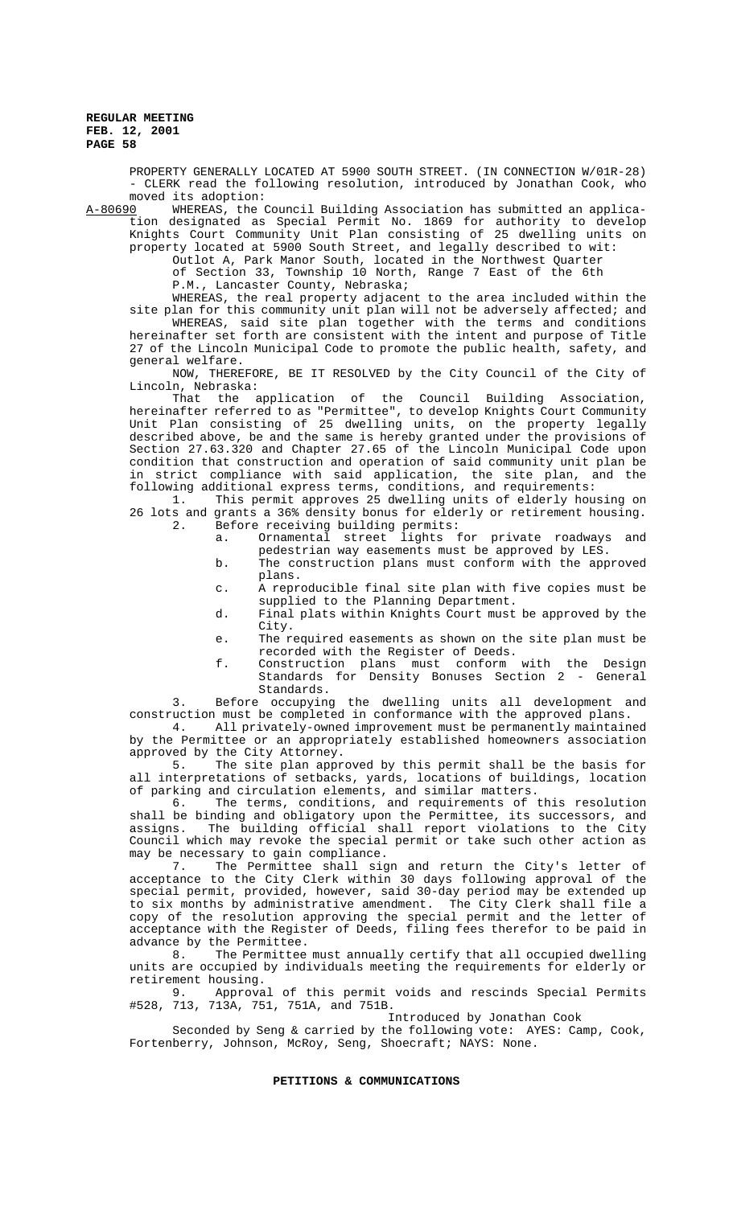PROPERTY GENERALLY LOCATED AT 5900 SOUTH STREET. (IN CONNECTION W/01R-28) - CLERK read the following resolution, introduced by Jonathan Cook, who moved its adoption:

A-80690 WHEREAS, the Council Building Association has submitted an application designated as Special Permit No. 1869 for authority to develop Knights Court Community Unit Plan consisting of 25 dwelling units on property located at 5900 South Street, and legally described to wit:

Outlot A, Park Manor South, located in the Northwest Quarter of Section 33, Township 10 North, Range 7 East of the 6th P.M., Lancaster County, Nebraska;

WHEREAS, the real property adjacent to the area included within the site plan for this community unit plan will not be adversely affected; and

WHEREAS, said site plan together with the terms and conditions hereinafter set forth are consistent with the intent and purpose of Title 27 of the Lincoln Municipal Code to promote the public health, safety, and general welfare.

NOW, THEREFORE, BE IT RESOLVED by the City Council of the City of Lincoln, Nebraska:

That the application of the Council Building Association, hereinafter referred to as "Permittee", to develop Knights Court Community Unit Plan consisting of 25 dwelling units, on the property legally described above, be and the same is hereby granted under the provisions of Section 27.63.320 and Chapter 27.65 of the Lincoln Municipal Code upon condition that construction and operation of said community unit plan be in strict compliance with said application, the site plan, and the following additional express terms, conditions, and requirements:

1. This permit approves 25 dwelling units of elderly housing on 26 lots and grants a 36% density bonus for elderly or retirement housing.
2. Before receiving building permits:
   a. Ornamental street lights for private roadways and pedestrian way easements must be approved by LES.
   b. The construction plans must conform with the approved plans.
   c. A reproducible final site plan with five copies must be supplied to the Planning Department.
   d. Final plats within Knights Court must be approved by the City.
   e. The required easements as shown on the site plan must be recorded with the Register of Deeds.
   f. Construction plans must conform with the Design Standards for Density Bonuses Section 2 - General Standards.
3. Before occupying the dwelling units all development and construction must be completed in conformance with the approved plans.
4. All privately-owned improvement must be permanently maintained by the Permittee or an appropriately established homeowners association approved by the City Attorney.
5. The site plan approved by this permit shall be the basis for all interpretations of setbacks, yards, locations of buildings, location of parking and circulation elements, and similar matters.
6. The terms, conditions, and requirements of this resolution shall be binding and obligatory upon the Permittee, its successors, and assigns. The building official shall report violations to the City Council which may revoke the special permit or take such other action as may be necessary to gain compliance.
7. The Permittee shall sign and return the City's letter of acceptance to the City Clerk within 30 days following approval of the special permit, provided, however, said 30-day period may be extended up to six months by administrative amendment. The City Clerk shall file a copy of the resolution approving the special permit and the letter of acceptance with the Register of Deeds, filing fees therefor to be paid in advance by the Permittee.
8. The Permittee must annually certify that all occupied dwelling units are occupied by individuals meeting the requirements for elderly or retirement housing.
9. Approval of this permit voids and rescinds Special Permits #528, 713, 713A, 751, 751A, and 751B.

Introduced by Jonathan Cook

Seconded by Seng & carried by the following vote: AYES: Camp, Cook, Fortenberry, Johnson, McRoy, Seng, Shoecraft; NAYS: None.

## PETITIONS & COMMUNICATIONS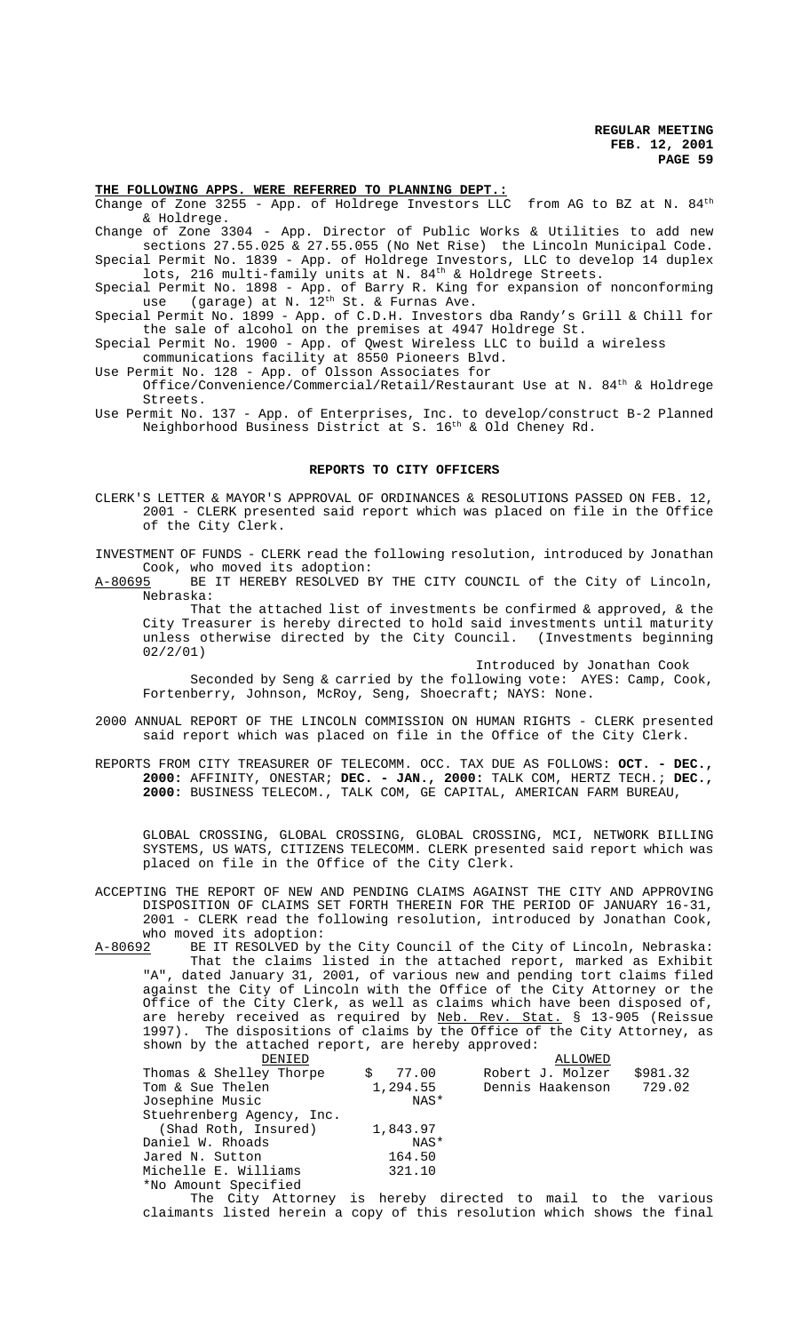**THE FOLLOWING APPS. WERE REFERRED TO PLANNING DEPT.:**

Change of Zone 3255 - App. of Holdrege Investors LLC from AG to BZ at N. 84th & Holdrege.

Change of Zone 3304 - App. Director of Public Works & Utilities to add new sections 27.55.025 & 27.55.055 (No Net Rise) the Lincoln Municipal Code.

Special Permit No. 1839 - App. of Holdrege Investors, LLC to develop 14 duplex lots, 216 multi-family units at N. 84th & Holdrege Streets.

Special Permit No. 1898 - App. of Barry R. King for expansion of nonconforming use (garage) at N. 12th St. & Furnas Ave.

Special Permit No. 1899 - App. of C.D.H. Investors dba Randy's Grill & Chill for the sale of alcohol on the premises at 4947 Holdrege St.

Special Permit No. 1900 - App. of Qwest Wireless LLC to build a wireless communications facility at 8550 Pioneers Blvd.

Use Permit No. 128 - App. of Olsson Associates for Office/Convenience/Commercial/Retail/Restaurant Use at N. 84th & Holdrege Streets.

Use Permit No. 137 - App. of Enterprises, Inc. to develop/construct B-2 Planned Neighborhood Business District at S. 16th & Old Cheney Rd.

## REPORTS TO CITY OFFICERS

CLERK'S LETTER & MAYOR'S APPROVAL OF ORDINANCES & RESOLUTIONS PASSED ON FEB. 12, 2001 - CLERK presented said report which was placed on file in the Office of the City Clerk.

INVESTMENT OF FUNDS - CLERK read the following resolution, introduced by Jonathan Cook, who moved its adoption:

A-80695 BE IT HEREBY RESOLVED BY THE CITY COUNCIL of the City of Lincoln, Nebraska:

That the attached list of investments be confirmed & approved, & the City Treasurer is hereby directed to hold said investments until maturity unless otherwise directed by the City Council. (Investments beginning 02/2/01)

Introduced by Jonathan Cook

Seconded by Seng & carried by the following vote: AYES: Camp, Cook, Fortenberry, Johnson, McRoy, Seng, Shoecraft; NAYS: None.

2000 ANNUAL REPORT OF THE LINCOLN COMMISSION ON HUMAN RIGHTS - CLERK presented said report which was placed on file in the Office of the City Clerk.

REPORTS FROM CITY TREASURER OF TELECOMM. OCC. TAX DUE AS FOLLOWS: **OCT. - DEC., 2000:** AFFINITY, ONESTAR; **DEC. - JAN., 2000:** TALK COM, HERTZ TECH.; **DEC., 2000:** BUSINESS TELECOM., TALK COM, GE CAPITAL, AMERICAN FARM BUREAU, GLOBAL CROSSING, GLOBAL CROSSING, GLOBAL CROSSING, MCI, NETWORK BILLING SYSTEMS, US WATS, CITIZENS TELECOMM. CLERK presented said report which was placed on file in the Office of the City Clerk.

ACCEPTING THE REPORT OF NEW AND PENDING CLAIMS AGAINST THE CITY AND APPROVING DISPOSITION OF CLAIMS SET FORTH THEREIN FOR THE PERIOD OF JANUARY 16-31, 2001 - CLERK read the following resolution, introduced by Jonathan Cook, who moved its adoption:

A-80692 BE IT RESOLVED by the City Council of the City of Lincoln, Nebraska:

That the claims listed in the attached report, marked as Exhibit "A", dated January 31, 2001, of various new and pending tort claims filed against the City of Lincoln with the Office of the City Attorney or the Office of the City Clerk, as well as claims which have been disposed of, are hereby received as required by Neb. Rev. Stat. § 13-905 (Reissue 1997). The dispositions of claims by the Office of the City Attorney, as shown by the attached report, are hereby approved:

| DENIED | | ALLOWED | |
|---|---|---|---|
| Thomas & Shelley Thorpe | $ 77.00 | Robert J. Molzer | $981.32 |
| Tom & Sue Thelen | 1,294.55 | Dennis Haakenson | 729.02 |
| Josephine Music | NAS* | | |
| Stuehrenberg Agency, Inc. (Shad Roth, Insured) | 1,843.97 | | |
| Daniel W. Rhoads | NAS* | | |
| Jared N. Sutton | 164.50 | | |
| Michelle E. Williams | 321.10 | | |

*No Amount Specified

The City Attorney is hereby directed to mail to the various claimants listed herein a copy of this resolution which shows the final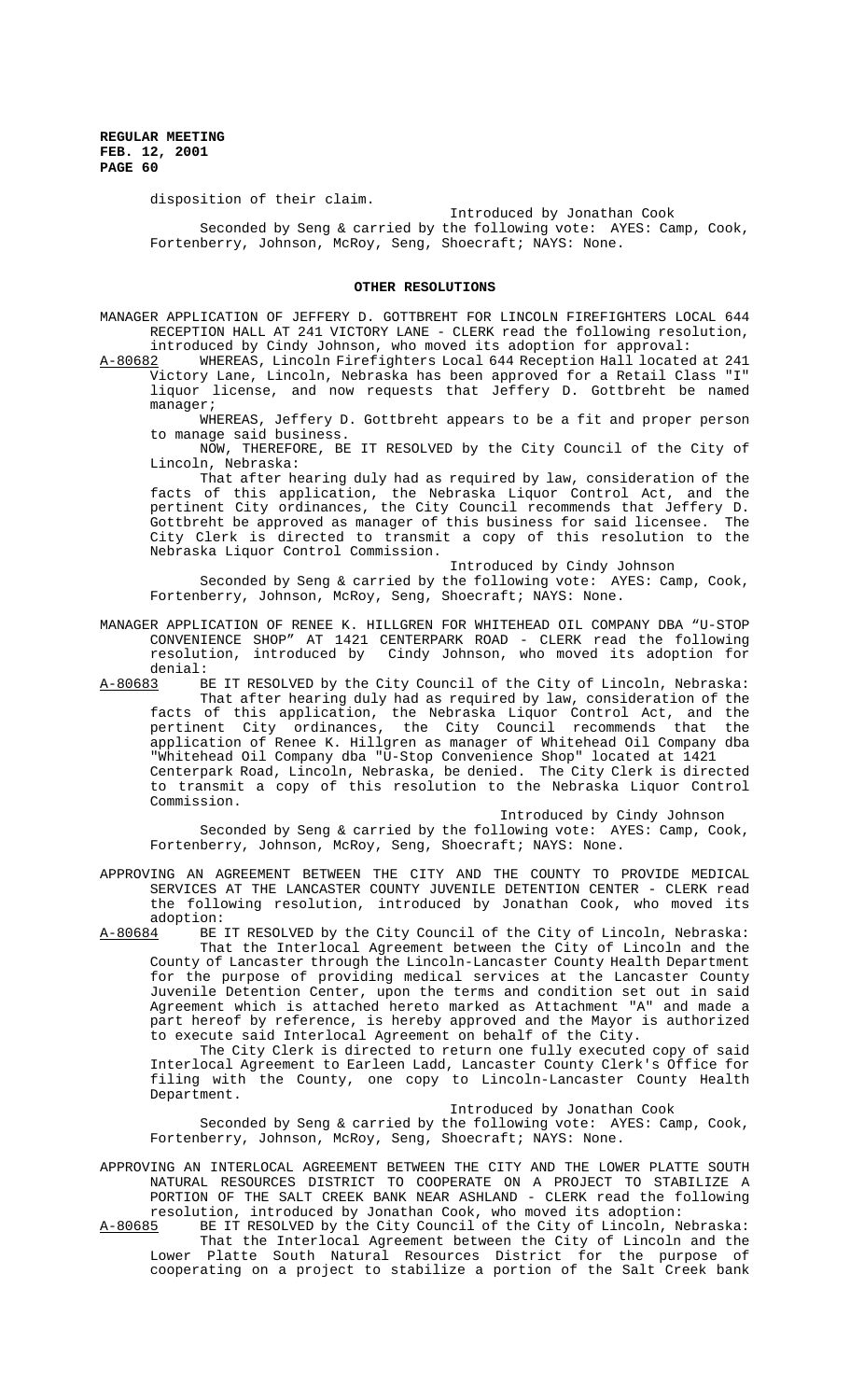disposition of their claim.

Introduced by Jonathan Cook

Seconded by Seng & carried by the following vote: AYES: Camp, Cook, Fortenberry, Johnson, McRoy, Seng, Shoecraft; NAYS: None.

## OTHER RESOLUTIONS

MANAGER APPLICATION OF JEFFERY D. GOTTBREHT FOR LINCOLN FIREFIGHTERS LOCAL 644 RECEPTION HALL AT 241 VICTORY LANE - CLERK read the following resolution, introduced by Cindy Johnson, who moved its adoption for approval:

A-80682 WHEREAS, Lincoln Firefighters Local 644 Reception Hall located at 241 Victory Lane, Lincoln, Nebraska has been approved for a Retail Class "I" liquor license, and now requests that Jeffery D. Gottbreht be named manager;

WHEREAS, Jeffery D. Gottbreht appears to be a fit and proper person to manage said business.

NOW, THEREFORE, BE IT RESOLVED by the City Council of the City of Lincoln, Nebraska:

That after hearing duly had as required by law, consideration of the facts of this application, the Nebraska Liquor Control Act, and the pertinent City ordinances, the City Council recommends that Jeffery D. Gottbreht be approved as manager of this business for said licensee. The City Clerk is directed to transmit a copy of this resolution to the Nebraska Liquor Control Commission.

Introduced by Cindy Johnson

Seconded by Seng & carried by the following vote: AYES: Camp, Cook, Fortenberry, Johnson, McRoy, Seng, Shoecraft; NAYS: None.

MANAGER APPLICATION OF RENEE K. HILLGREN FOR WHITEHEAD OIL COMPANY DBA "U-STOP CONVENIENCE SHOP" AT 1421 CENTERPARK ROAD - CLERK read the following resolution, introduced by Cindy Johnson, who moved its adoption for denial:

A-80683 BE IT RESOLVED by the City Council of the City of Lincoln, Nebraska:

That after hearing duly had as required by law, consideration of the facts of this application, the Nebraska Liquor Control Act, and the pertinent City ordinances, the City Council recommends that the application of Renee K. Hillgren as manager of Whitehead Oil Company dba "Whitehead Oil Company dba "U-Stop Convenience Shop" located at 1421 Centerpark Road, Lincoln, Nebraska, be denied. The City Clerk is directed to transmit a copy of this resolution to the Nebraska Liquor Control Commission.

Introduced by Cindy Johnson

Seconded by Seng & carried by the following vote: AYES: Camp, Cook, Fortenberry, Johnson, McRoy, Seng, Shoecraft; NAYS: None.

APPROVING AN AGREEMENT BETWEEN THE CITY AND THE COUNTY TO PROVIDE MEDICAL SERVICES AT THE LANCASTER COUNTY JUVENILE DETENTION CENTER - CLERK read the following resolution, introduced by Jonathan Cook, who moved its adoption:

A-80684 BE IT RESOLVED by the City Council of the City of Lincoln, Nebraska:

That the Interlocal Agreement between the City of Lincoln and the County of Lancaster through the Lincoln-Lancaster County Health Department for the purpose of providing medical services at the Lancaster County Juvenile Detention Center, upon the terms and condition set out in said Agreement which is attached hereto marked as Attachment "A" and made a part hereof by reference, is hereby approved and the Mayor is authorized to execute said Interlocal Agreement on behalf of the City.

The City Clerk is directed to return one fully executed copy of said Interlocal Agreement to Earleen Ladd, Lancaster County Clerk's Office for filing with the County, one copy to Lincoln-Lancaster County Health Department.

Introduced by Jonathan Cook

Seconded by Seng & carried by the following vote: AYES: Camp, Cook, Fortenberry, Johnson, McRoy, Seng, Shoecraft; NAYS: None.

APPROVING AN INTERLOCAL AGREEMENT BETWEEN THE CITY AND THE LOWER PLATTE SOUTH NATURAL RESOURCES DISTRICT TO COOPERATE ON A PROJECT TO STABILIZE A PORTION OF THE SALT CREEK BANK NEAR ASHLAND - CLERK read the following resolution, introduced by Jonathan Cook, who moved its adoption:

A-80685 BE IT RESOLVED by the City Council of the City of Lincoln, Nebraska:

That the Interlocal Agreement between the City of Lincoln and the Lower Platte South Natural Resources District for the purpose of cooperating on a project to stabilize a portion of the Salt Creek bank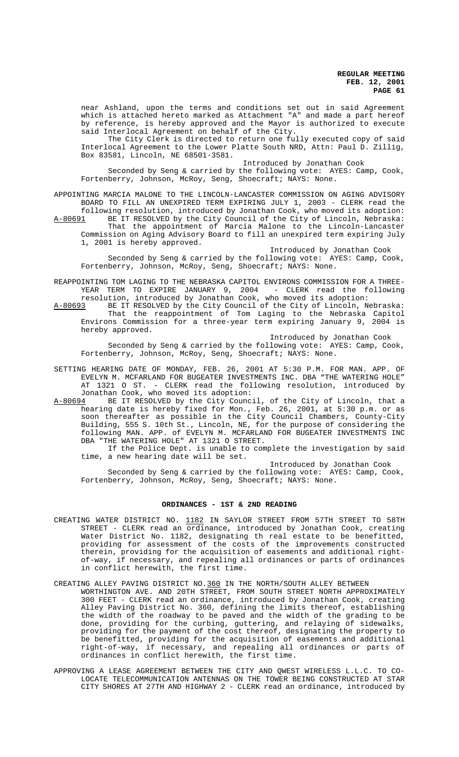near Ashland, upon the terms and conditions set out in said Agreement which is attached hereto marked as Attachment "A" and made a part hereof by reference, is hereby approved and the Mayor is authorized to execute said Interlocal Agreement on behalf of the City.

The City Clerk is directed to return one fully executed copy of said Interlocal Agreement to the Lower Platte South NRD, Attn: Paul D. Zillig, Box 83581, Lincoln, NE 68501-3581.

Introduced by Jonathan Cook

Seconded by Seng & carried by the following vote: AYES: Camp, Cook, Fortenberry, Johnson, McRoy, Seng, Shoecraft; NAYS: None.

APPOINTING MARCIA MALONE TO THE LINCOLN-LANCASTER COMMISSION ON AGING ADVISORY BOARD TO FILL AN UNEXPIRED TERM EXPIRING JULY 1, 2003 - CLERK read the following resolution, introduced by Jonathan Cook, who moved its adoption:

A-80691 BE IT RESOLVED by the City Council of the City of Lincoln, Nebraska: That the appointment of Marcia Malone to the Lincoln-Lancaster Commission on Aging Advisory Board to fill an unexpired term expiring July 1, 2001 is hereby approved.

Introduced by Jonathan Cook

Seconded by Seng & carried by the following vote: AYES: Camp, Cook, Fortenberry, Johnson, McRoy, Seng, Shoecraft; NAYS: None.

REAPPOINTING TOM LAGING TO THE NEBRASKA CAPITOL ENVIRONS COMMISSION FOR A THREE-YEAR TERM TO EXPIRE JANUARY 9, 2004 - CLERK read the following resolution, introduced by Jonathan Cook, who moved its adoption:

A-80693 BE IT RESOLVED by the City Council of the City of Lincoln, Nebraska: That the reappointment of Tom Laging to the Nebraska Capitol Environs Commission for a three-year term expiring January 9, 2004 is hereby approved.

Introduced by Jonathan Cook

Seconded by Seng & carried by the following vote: AYES: Camp, Cook, Fortenberry, Johnson, McRoy, Seng, Shoecraft; NAYS: None.

SETTING HEARING DATE OF MONDAY, FEB. 26, 2001 AT 5:30 P.M. FOR MAN. APP. OF EVELYN M. MCFARLAND FOR BUGEATER INVESTMENTS INC. DBA "THE WATERING HOLE" AT 1321 O ST. - CLERK read the following resolution, introduced by Jonathan Cook, who moved its adoption:

A-80694 BE IT RESOLVED by the City Council, of the City of Lincoln, that a hearing date is hereby fixed for Mon., Feb. 26, 2001, at 5:30 p.m. or as soon thereafter as possible in the City Council Chambers, County-City Building, 555 S. 10th St., Lincoln, NE, for the purpose of considering the following MAN. APP. of EVELYN M. MCFARLAND FOR BUGEATER INVESTMENTS INC DBA "THE WATERING HOLE" AT 1321 O STREET.

If the Police Dept. is unable to complete the investigation by said time, a new hearing date will be set.

Introduced by Jonathan Cook

Seconded by Seng & carried by the following vote: AYES: Camp, Cook, Fortenberry, Johnson, McRoy, Seng, Shoecraft; NAYS: None.

## ORDINANCES - 1ST & 2ND READING

CREATING WATER DISTRICT NO. 1182 IN SAYLOR STREET FROM 57TH STREET TO 58TH STREET - CLERK read an ordinance, introduced by Jonathan Cook, creating Water District No. 1182, designating th real estate to be benefitted, providing for assessment of the costs of the improvements constructed therein, providing for the acquisition of easements and additional right-of-way, if necessary, and repealing all ordinances or parts of ordinances in conflict herewith, the first time.

CREATING ALLEY PAVING DISTRICT NO.360 IN THE NORTH/SOUTH ALLEY BETWEEN WORTHINGTON AVE. AND 20TH STREET, FROM SOUTH STREET NORTH APPROXIMATELY 300 FEET - CLERK read an ordinance, introduced by Jonathan Cook, creating Alley Paving District No. 360, defining the limits thereof, establishing the width of the roadway to be paved and the width of the grading to be done, providing for the curbing, guttering, and relaying of sidewalks, providing for the payment of the cost thereof, designating the property to be benefitted, providing for the acquisition of easements and additional right-of-way, if necessary, and repealing all ordinances or parts of ordinances in conflict herewith, the first time.

APPROVING A LEASE AGREEMENT BETWEEN THE CITY AND QWEST WIRELESS L.L.C. TO CO-LOCATE TELECOMMUNICATION ANTENNAS ON THE TOWER BEING CONSTRUCTED AT STAR CITY SHORES AT 27TH AND HIGHWAY 2 - CLERK read an ordinance, introduced by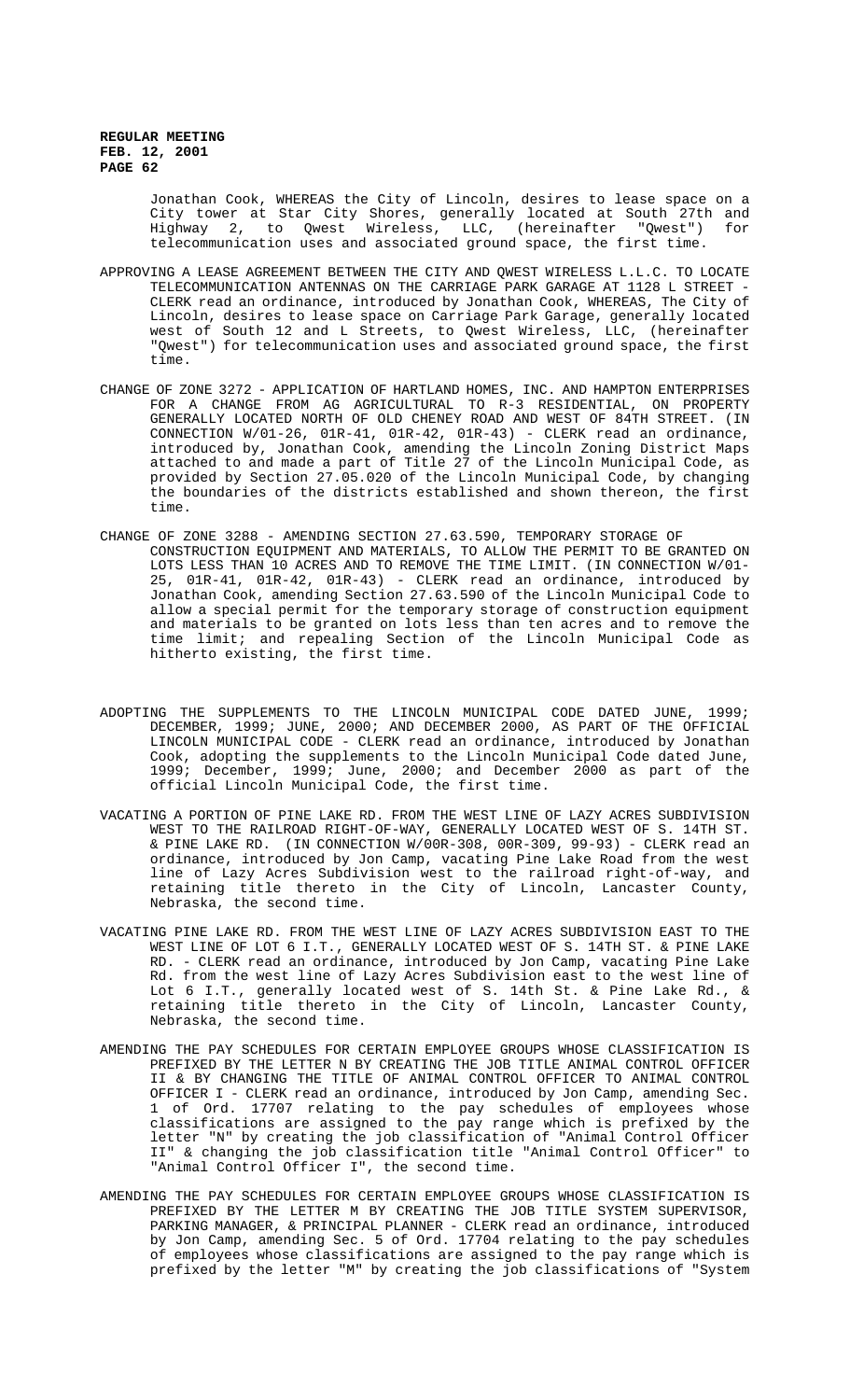Jonathan Cook, WHEREAS the City of Lincoln, desires to lease space on a City tower at Star City Shores, generally located at South 27th and Highway 2, to Qwest Wireless, LLC, (hereinafter "Qwest") for telecommunication uses and associated ground space, the first time.

APPROVING A LEASE AGREEMENT BETWEEN THE CITY AND QWEST WIRELESS L.L.C. TO LOCATE TELECOMMUNICATION ANTENNAS ON THE CARRIAGE PARK GARAGE AT 1128 L STREET - CLERK read an ordinance, introduced by Jonathan Cook, WHEREAS, The City of Lincoln, desires to lease space on Carriage Park Garage, generally located west of South 12 and L Streets, to Qwest Wireless, LLC, (hereinafter "Qwest") for telecommunication uses and associated ground space, the first time.

CHANGE OF ZONE 3272 - APPLICATION OF HARTLAND HOMES, INC. AND HAMPTON ENTERPRISES FOR A CHANGE FROM AG AGRICULTURAL TO R-3 RESIDENTIAL, ON PROPERTY GENERALLY LOCATED NORTH OF OLD CHENEY ROAD AND WEST OF 84TH STREET. (IN CONNECTION W/01-26, 01R-41, 01R-42, 01R-43) - CLERK read an ordinance, introduced by, Jonathan Cook, amending the Lincoln Zoning District Maps attached to and made a part of Title 27 of the Lincoln Municipal Code, as provided by Section 27.05.020 of the Lincoln Municipal Code, by changing the boundaries of the districts established and shown thereon, the first time.

CHANGE OF ZONE 3288 - AMENDING SECTION 27.63.590, TEMPORARY STORAGE OF CONSTRUCTION EQUIPMENT AND MATERIALS, TO ALLOW THE PERMIT TO BE GRANTED ON LOTS LESS THAN 10 ACRES AND TO REMOVE THE TIME LIMIT. (IN CONNECTION W/01-25, 01R-41, 01R-42, 01R-43) - CLERK read an ordinance, introduced by Jonathan Cook, amending Section 27.63.590 of the Lincoln Municipal Code to allow a special permit for the temporary storage of construction equipment and materials to be granted on lots less than ten acres and to remove the time limit; and repealing Section of the Lincoln Municipal Code as hitherto existing, the first time.

ADOPTING THE SUPPLEMENTS TO THE LINCOLN MUNICIPAL CODE DATED JUNE, 1999; DECEMBER, 1999; JUNE, 2000; AND DECEMBER 2000, AS PART OF THE OFFICIAL LINCOLN MUNICIPAL CODE - CLERK read an ordinance, introduced by Jonathan Cook, adopting the supplements to the Lincoln Municipal Code dated June, 1999; December, 1999; June, 2000; and December 2000 as part of the official Lincoln Municipal Code, the first time.

VACATING A PORTION OF PINE LAKE RD. FROM THE WEST LINE OF LAZY ACRES SUBDIVISION WEST TO THE RAILROAD RIGHT-OF-WAY, GENERALLY LOCATED WEST OF S. 14TH ST. & PINE LAKE RD. (IN CONNECTION W/00R-308, 00R-309, 99-93) - CLERK read an ordinance, introduced by Jon Camp, vacating Pine Lake Road from the west line of Lazy Acres Subdivision west to the railroad right-of-way, and retaining title thereto in the City of Lincoln, Lancaster County, Nebraska, the second time.

VACATING PINE LAKE RD. FROM THE WEST LINE OF LAZY ACRES SUBDIVISION EAST TO THE WEST LINE OF LOT 6 I.T., GENERALLY LOCATED WEST OF S. 14TH ST. & PINE LAKE RD. - CLERK read an ordinance, introduced by Jon Camp, vacating Pine Lake Rd. from the west line of Lazy Acres Subdivision east to the west line of Lot 6 I.T., generally located west of S. 14th St. & Pine Lake Rd., & retaining title thereto in the City of Lincoln, Lancaster County, Nebraska, the second time.

AMENDING THE PAY SCHEDULES FOR CERTAIN EMPLOYEE GROUPS WHOSE CLASSIFICATION IS PREFIXED BY THE LETTER N BY CREATING THE JOB TITLE ANIMAL CONTROL OFFICER II & BY CHANGING THE TITLE OF ANIMAL CONTROL OFFICER TO ANIMAL CONTROL OFFICER I - CLERK read an ordinance, introduced by Jon Camp, amending Sec. 1 of Ord. 17707 relating to the pay schedules of employees whose classifications are assigned to the pay range which is prefixed by the letter "N" by creating the job classification of "Animal Control Officer II" & changing the job classification title "Animal Control Officer" to "Animal Control Officer I", the second time.

AMENDING THE PAY SCHEDULES FOR CERTAIN EMPLOYEE GROUPS WHOSE CLASSIFICATION IS PREFIXED BY THE LETTER M BY CREATING THE JOB TITLE SYSTEM SUPERVISOR, PARKING MANAGER, & PRINCIPAL PLANNER - CLERK read an ordinance, introduced by Jon Camp, amending Sec. 5 of Ord. 17704 relating to the pay schedules of employees whose classifications are assigned to the pay range which is prefixed by the letter "M" by creating the job classifications of "System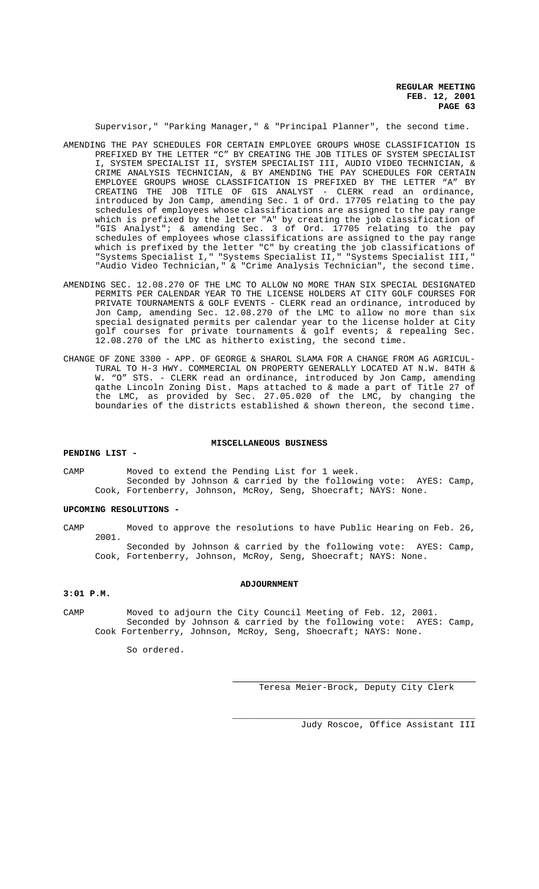Supervisor," "Parking Manager," & "Principal Planner", the second time.

AMENDING THE PAY SCHEDULES FOR CERTAIN EMPLOYEE GROUPS WHOSE CLASSIFICATION IS PREFIXED BY THE LETTER "C" BY CREATING THE JOB TITLES OF SYSTEM SPECIALIST I, SYSTEM SPECIALIST II, SYSTEM SPECIALIST III, AUDIO VIDEO TECHNICIAN, & CRIME ANALYSIS TECHNICIAN, & BY AMENDING THE PAY SCHEDULES FOR CERTAIN EMPLOYEE GROUPS WHOSE CLASSIFICATION IS PREFIXED BY THE LETTER "A" BY CREATING THE JOB TITLE OF GIS ANALYST - CLERK read an ordinance, introduced by Jon Camp, amending Sec. 1 of Ord. 17705 relating to the pay schedules of employees whose classifications are assigned to the pay range which is prefixed by the letter "A" by creating the job classification of "GIS Analyst"; & amending Sec. 3 of Ord. 17705 relating to the pay schedules of employees whose classifications are assigned to the pay range which is prefixed by the letter "C" by creating the job classifications of "Systems Specialist I," "Systems Specialist II," "Systems Specialist III," "Audio Video Technician," & "Crime Analysis Technician", the second time.

AMENDING SEC. 12.08.270 OF THE LMC TO ALLOW NO MORE THAN SIX SPECIAL DESIGNATED PERMITS PER CALENDAR YEAR TO THE LICENSE HOLDERS AT CITY GOLF COURSES FOR PRIVATE TOURNAMENTS & GOLF EVENTS - CLERK read an ordinance, introduced by Jon Camp, amending Sec. 12.08.270 of the LMC to allow no more than six special designated permits per calendar year to the license holder at City golf courses for private tournaments & golf events; & repealing Sec. 12.08.270 of the LMC as hitherto existing, the second time.

CHANGE OF ZONE 3300 - APP. OF GEORGE & SHAROL SLAMA FOR A CHANGE FROM AG AGRICULTURAL TO H-3 HWY. COMMERCIAL ON PROPERTY GENERALLY LOCATED AT N.W. 84TH & W. "O" STS. - CLERK read an ordinance, introduced by Jon Camp, amending qathe Lincoln Zoning Dist. Maps attached to & made a part of Title 27 of the LMC, as provided by Sec. 27.05.020 of the LMC, by changing the boundaries of the districts established & shown thereon, the second time.

## MISCELLANEOUS BUSINESS

**PENDING LIST -**

CAMP Moved to extend the Pending List for 1 week.
Seconded by Johnson & carried by the following vote: AYES: Camp, Cook, Fortenberry, Johnson, McRoy, Seng, Shoecraft; NAYS: None.

**UPCOMING RESOLUTIONS -**

CAMP Moved to approve the resolutions to have Public Hearing on Feb. 26, 2001.
Seconded by Johnson & carried by the following vote: AYES: Camp, Cook, Fortenberry, Johnson, McRoy, Seng, Shoecraft; NAYS: None.

## ADJOURNMENT

**3:01 P.M.**

CAMP Moved to adjourn the City Council Meeting of Feb. 12, 2001.
Seconded by Johnson & carried by the following vote: AYES: Camp, Cook Fortenberry, Johnson, McRoy, Seng, Shoecraft; NAYS: None.

So ordered.

\_\_\_\_\_\_\_\_\_\_\_\_\_\_\_\_\_\_\_\_\_\_\_\_\_\_\_\_\_\_\_\_\_\_\_\_\_\_\_\_
Teresa Meier-Brock, Deputy City Clerk

\_\_\_\_\_\_\_\_\_\_\_\_\_\_\_\_\_\_\_\_\_\_\_\_\_\_\_\_\_\_\_\_\_\_\_\_\_\_\_\_
Judy Roscoe, Office Assistant III